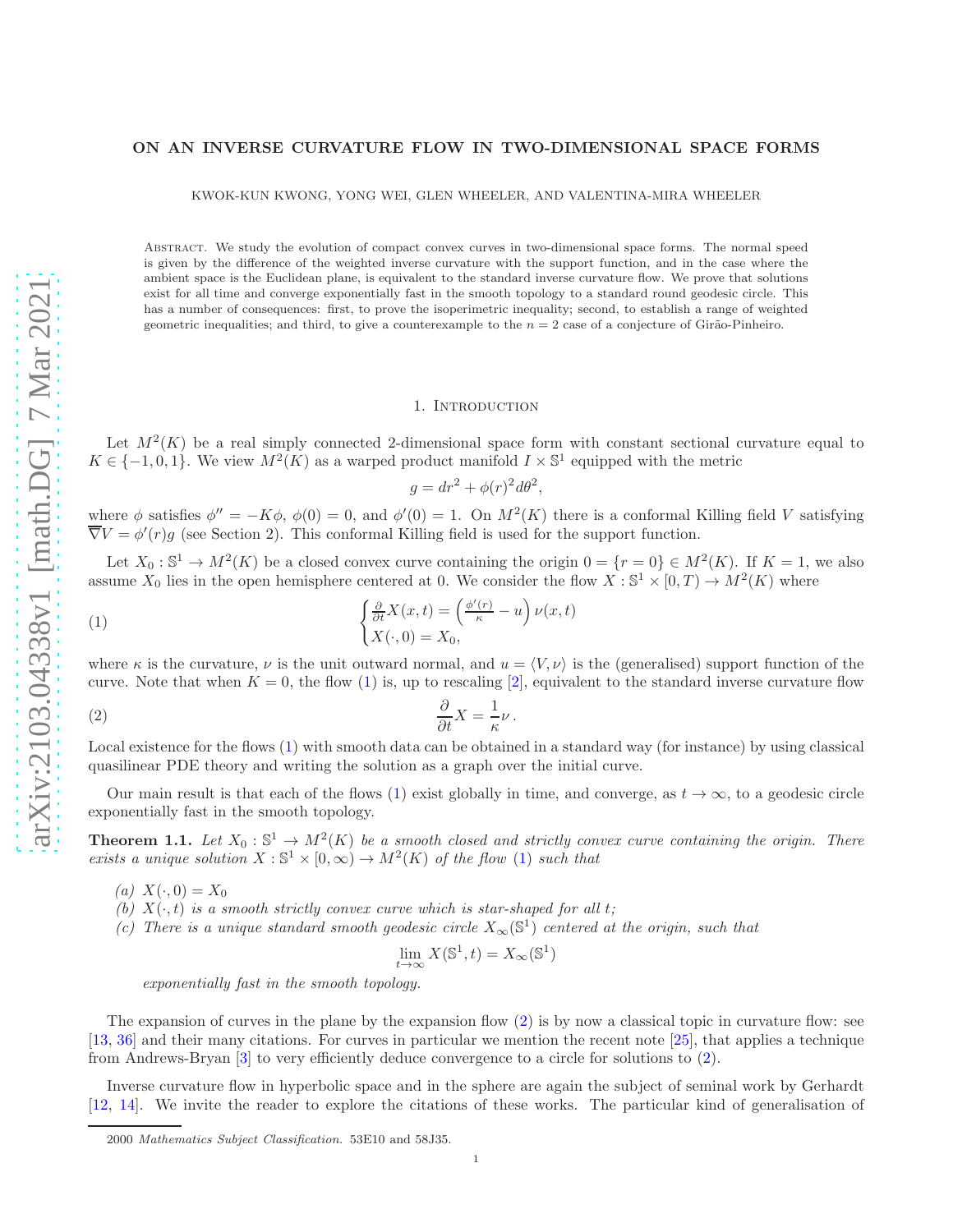# ON AN INVERSE CURVATURE FLOW IN TWO-DIMENSIONAL SPACE FORMS

KWOK-KUN KWONG, YONG WEI, GLEN WHEELER, AND VALENTINA-MIRA WHEELER

Abstract. We study the evolution of compact convex curves in two-dimensional space forms. The normal speed is given by the difference of the weighted inverse curvature with the support function, and in the case where the ambient space is the Euclidean plane, is equivalent to the standard inverse curvature flow. We prove that solutions exist for all time and converge exponentially fast in the smooth topology to a standard round geodesic circle. This has a number of consequences: first, to prove the isoperimetric inequality; second, to establish a range of weighted geometric inequalities; and third, to give a counterexample to the $n = 2$ case of a conjecture of Girão-Pinheiro.

## 1. Introduction

Let $M^2(K)$ be a real simply connected 2-dimensional space form with constant sectional curvature equal to $K \in \{-1, 0, 1\}$. We view $M^2(K)$ as a warped product manifold $I \times \mathbb{S}^1$ equipped with the metric

$$g = dr^2 + \phi(r)^2 d\theta^2,$$

where $\phi$ satisfies $\phi'' = -K\phi$, $\phi(0) = 0$, and $\phi'(0) = 1$. On $M^2(K)$ there is a conformal Killing field $V$ satisfying $\overline{\nabla} V = \phi'(r) g$ (see Section 2). This conformal Killing field is used for the support function.

Let $X_0 : \mathbb{S}^1 \to M^2(K)$ be a closed convex curve containing the origin $0 = \{r = 0\} \in M^2(K)$. If $K = 1$, we also assume $X_0$ lies in the open hemisphere centered at 0. We consider the flow $X : \mathbb{S}^1 \times [0, T) \to M^2(K)$ where

$$\begin{cases} \frac{\partial}{\partial t} X(x,t) = \left( \frac{\phi'(r)}{\kappa} - u \right) \nu(x,t) \\ X(\cdot, 0) = X_0, \end{cases} \tag{1}$$

where $\kappa$ is the curvature, $\nu$ is the unit outward normal, and $u = \langle V, \nu \rangle$ is the (generalised) support function of the curve. Note that when $K = 0$, the flow (1) is, up to rescaling [2], equivalent to the standard inverse curvature flow

$$\frac{\partial}{\partial t} X = \frac{1}{\kappa} \nu \,. \tag{2}$$

Local existence for the flows (1) with smooth data can be obtained in a standard way (for instance) by using classical quasilinear PDE theory and writing the solution as a graph over the initial curve.

Our main result is that each of the flows (1) exist globally in time, and converge, as $t \to \infty$, to a geodesic circle exponentially fast in the smooth topology.

**Theorem 1.1.** *Let $X_0 : \mathbb{S}^1 \to M^2(K)$ be a smooth closed and strictly convex curve containing the origin. There exists a unique solution $X : \mathbb{S}^1 \times [0, \infty) \to M^2(K)$ of the flow (1) such that*

*(a) $X(\cdot, 0) = X_0$*
*(b) $X(\cdot, t)$ is a smooth strictly convex curve which is star-shaped for all $t$;*
*(c) There is a unique standard smooth geodesic circle $X_\infty(\mathbb{S}^1)$ centered at the origin, such that*

$$\lim_{t \to \infty} X(\mathbb{S}^1, t) = X_\infty(\mathbb{S}^1)$$

*exponentially fast in the smooth topology.*

The expansion of curves in the plane by the expansion flow (2) is by now a classical topic in curvature flow: see [13, 36] and their many citations. For curves in particular we mention the recent note [25], that applies a technique from Andrews-Bryan [3] to very efficiently deduce convergence to a circle for solutions to (2).

Inverse curvature flow in hyperbolic space and in the sphere are again the subject of seminal work by Gerhardt [12, 14]. We invite the reader to explore the citations of these works. The particular kind of generalisation of

2000 *Mathematics Subject Classification.* 53E10 and 58J35.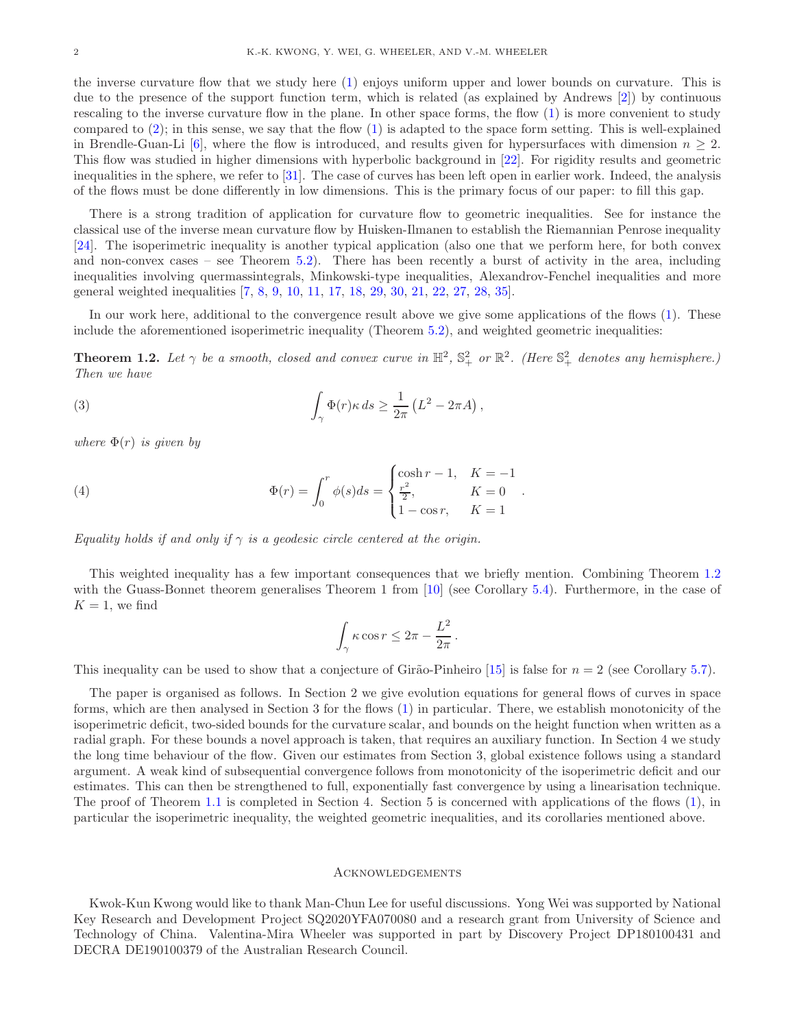the inverse curvature flow that we study here (1) enjoys uniform upper and lower bounds on curvature. This is due to the presence of the support function term, which is related (as explained by Andrews [2]) by continuous rescaling to the inverse curvature flow in the plane. In other space forms, the flow (1) is more convenient to study compared to (2); in this sense, we say that the flow (1) is adapted to the space form setting. This is well-explained in Brendle-Guan-Li [6], where the flow is introduced, and results given for hypersurfaces with dimension $n \geq 2$. This flow was studied in higher dimensions with hyperbolic background in [22]. For rigidity results and geometric inequalities in the sphere, we refer to [31]. The case of curves has been left open in earlier work. Indeed, the analysis of the flows must be done differently in low dimensions. This is the primary focus of our paper: to fill this gap.

There is a strong tradition of application for curvature flow to geometric inequalities. See for instance the classical use of the inverse mean curvature flow by Huisken-Ilmanen to establish the Riemannian Penrose inequality [24]. The isoperimetric inequality is another typical application (also one that we perform here, for both convex and non-convex cases – see Theorem 5.2). There has been recently a burst of activity in the area, including inequalities involving quermassintegrals, Minkowski-type inequalities, Alexandrov-Fenchel inequalities and more general weighted inequalities [7, 8, 9, 10, 11, 17, 18, 29, 30, 21, 22, 27, 28, 35].

In our work here, additional to the convergence result above we give some applications of the flows (1). These include the aforementioned isoperimetric inequality (Theorem 5.2), and weighted geometric inequalities:

**Theorem 1.2.** *Let $\gamma$ be a smooth, closed and convex curve in $\mathbb{H}^2$, $\mathbb{S}^2_+$ or $\mathbb{R}^2$. (Here $\mathbb{S}^2_+$ denotes any hemisphere.) Then we have*

$$\int_\gamma \Phi(r)\kappa\, ds \geq \frac{1}{2\pi}\left(L^2 - 2\pi A\right), \tag{3}$$

*where $\Phi(r)$ is given by*

$$\Phi(r) = \int_0^r \phi(s)ds = \begin{cases} \cosh r - 1, & K = -1 \\ \frac{r^2}{2}, & K = 0 \\ 1 - \cos r, & K = 1 \end{cases}. \tag{4}$$

*Equality holds if and only if $\gamma$ is a geodesic circle centered at the origin.*

This weighted inequality has a few important consequences that we briefly mention. Combining Theorem 1.2 with the Guass-Bonnet theorem generalises Theorem 1 from [10] (see Corollary 5.4). Furthermore, in the case of $K = 1$, we find

$$\int_\gamma \kappa \cos r \leq 2\pi - \frac{L^2}{2\pi}.$$

This inequality can be used to show that a conjecture of Girão-Pinheiro [15] is false for $n = 2$ (see Corollary 5.7).

The paper is organised as follows. In Section 2 we give evolution equations for general flows of curves in space forms, which are then analysed in Section 3 for the flows (1) in particular. There, we establish monotonicity of the isoperimetric deficit, two-sided bounds for the curvature scalar, and bounds on the height function when written as a radial graph. For these bounds a novel approach is taken, that requires an auxiliary function. In Section 4 we study the long time behaviour of the flow. Given our estimates from Section 3, global existence follows using a standard argument. A weak kind of subsequential convergence follows from monotonicity of the isoperimetric deficit and our estimates. This can then be strengthened to full, exponentially fast convergence by using a linearisation technique. The proof of Theorem 1.1 is completed in Section 4. Section 5 is concerned with applications of the flows (1), in particular the isoperimetric inequality, the weighted geometric inequalities, and its corollaries mentioned above.

## Acknowledgements

Kwok-Kun Kwong would like to thank Man-Chun Lee for useful discussions. Yong Wei was supported by National Key Research and Development Project SQ2020YFA070080 and a research grant from University of Science and Technology of China. Valentina-Mira Wheeler was supported in part by Discovery Project DP180100431 and DECRA DE190100379 of the Australian Research Council.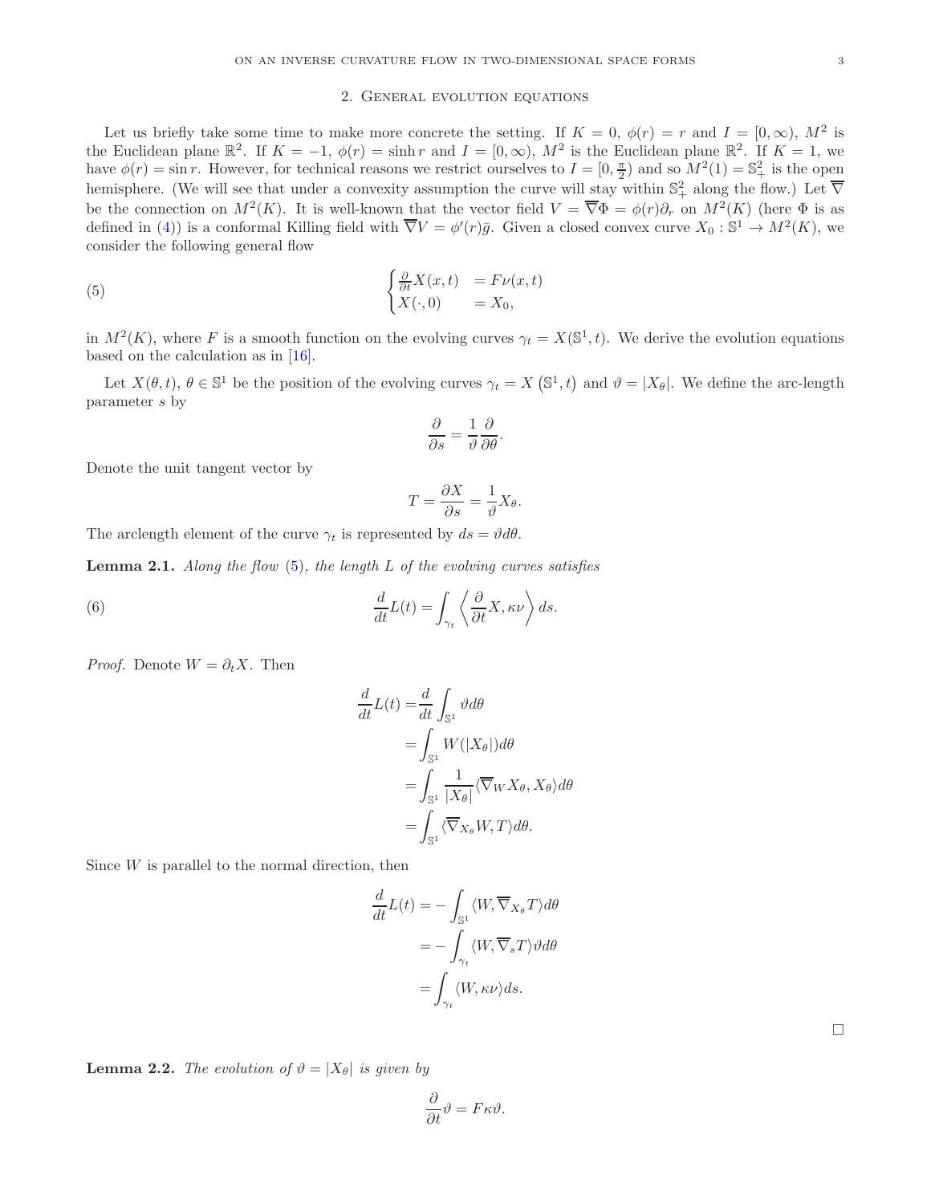## 2. General evolution equations

Let us briefly take some time to make more concrete the setting. If $K = 0$, $\phi(r) = r$ and $I = [0, \infty)$, $M^2$ is the Euclidean plane $\mathbb{R}^2$. If $K = -1$, $\phi(r) = \sinh r$ and $I = [0, \infty)$, $M^2$ is the Euclidean plane $\mathbb{R}^2$. If $K = 1$, we have $\phi(r) = \sin r$. However, for technical reasons we restrict ourselves to $I = [0, \frac{\pi}{2})$ and so $M^2(1) = \mathbb{S}^2_+$ is the open hemisphere. (We will see that under a convexity assumption the curve will stay within $\mathbb{S}^2_+$ along the flow.) Let $\overline{\nabla}$ be the connection on $M^2(K)$. It is well-known that the vector field $V = \overline{\nabla}\Phi = \phi(r)\partial_r$ on $M^2(K)$ (here $\Phi$ is as defined in (4)) is a conformal Killing field with $\overline{\nabla}V = \phi'(r)\bar{g}$. Given a closed convex curve $X_0 : \mathbb{S}^1 \to M^2(K)$, we consider the following general flow

$$
\begin{cases}
\frac{\partial}{\partial t}X(x,t) & = F\nu(x,t) \\
X(\cdot, 0) & = X_0,
\end{cases}
\tag{5}
$$

in $M^2(K)$, where $F$ is a smooth function on the evolving curves $\gamma_t = X(\mathbb{S}^1, t)$. We derive the evolution equations based on the calculation as in [16].

Let $X(\theta, t)$, $\theta \in \mathbb{S}^1$ be the position of the evolving curves $\gamma_t = X\left(\mathbb{S}^1, t\right)$ and $\vartheta = |X_\theta|$. We define the arc-length parameter $s$ by

$$
\frac{\partial}{\partial s} = \frac{1}{\vartheta}\frac{\partial}{\partial \theta}.
$$

Denote the unit tangent vector by

$$
T = \frac{\partial X}{\partial s} = \frac{1}{\vartheta}X_\theta.
$$

The arclength element of the curve $\gamma_t$ is represented by $ds = \vartheta d\theta$.

**Lemma 2.1.** *Along the flow* (5)*, the length $L$ of the evolving curves satisfies*

$$
\frac{d}{dt}L(t) = \int_{\gamma_t} \left\langle \frac{\partial}{\partial t}X, \kappa\nu \right\rangle ds.
\tag{6}
$$

*Proof.* Denote $W = \partial_t X$. Then

$$
\begin{aligned}
\frac{d}{dt}L(t) =& \frac{d}{dt}\int_{\mathbb{S}^1} \vartheta d\theta \\
=& \int_{\mathbb{S}^1} W(|X_\theta|) d\theta \\
=& \int_{\mathbb{S}^1} \frac{1}{|X_\theta|}\langle \overline{\nabla}_W X_\theta, X_\theta\rangle d\theta \\
=& \int_{\mathbb{S}^1} \langle \overline{\nabla}_{X_\theta} W, T\rangle d\theta.
\end{aligned}
$$

Since $W$ is parallel to the normal direction, then

$$
\begin{aligned}
\frac{d}{dt}L(t) =& -\int_{\mathbb{S}^1} \langle W, \overline{\nabla}_{X_\theta} T\rangle d\theta \\
=& -\int_{\gamma_t} \langle W, \overline{\nabla}_s T\rangle \vartheta d\theta \\
=& \int_{\gamma_t} \langle W, \kappa\nu\rangle ds.
\end{aligned}
$$

□

**Lemma 2.2.** *The evolution of $\vartheta = |X_\theta|$ is given by*

$$
\frac{\partial}{\partial t}\vartheta = F\kappa\vartheta.
$$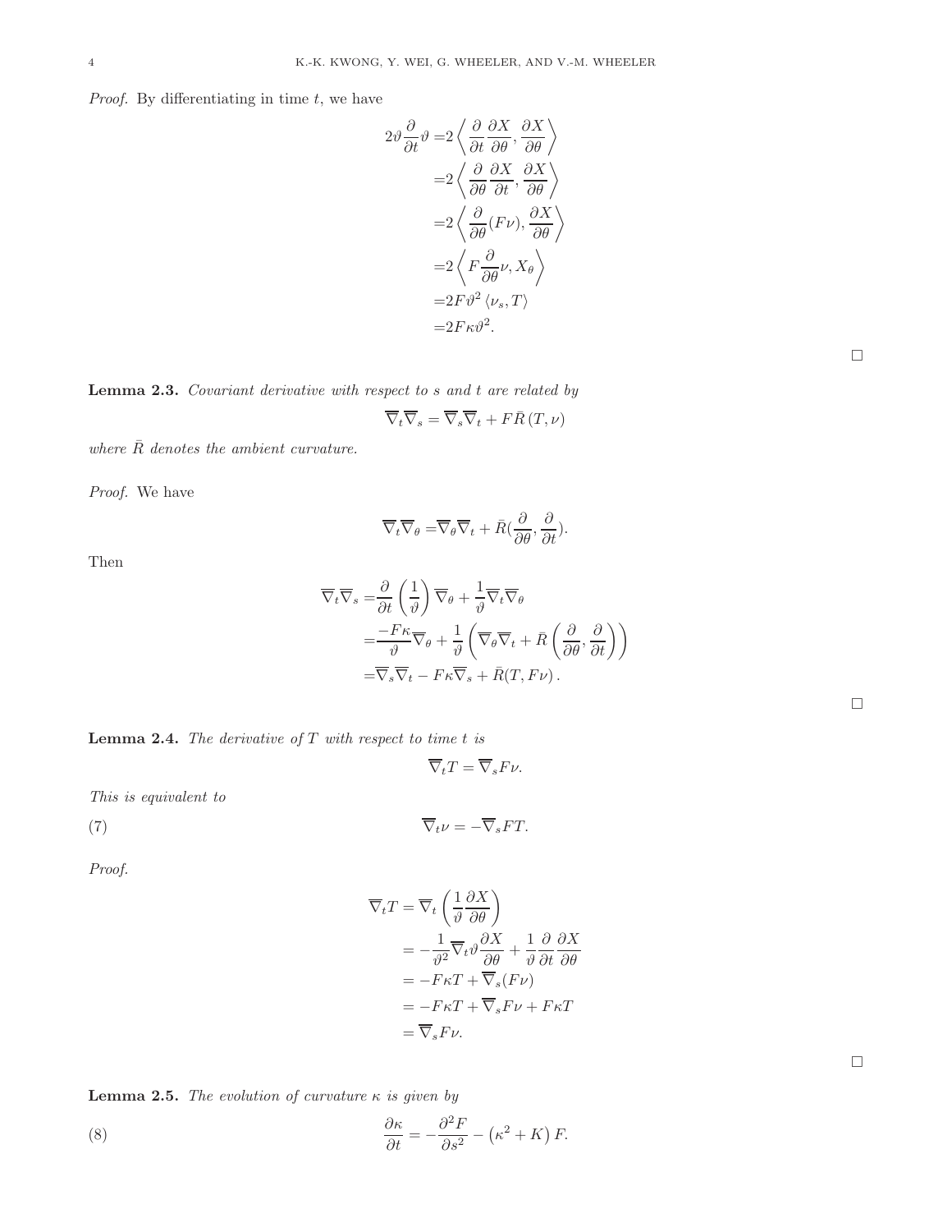*Proof.* By differentiating in time $t$, we have

$$
\begin{aligned}
2\vartheta \frac{\partial}{\partial t}\vartheta =& 2\left\langle \frac{\partial}{\partial t}\frac{\partial X}{\partial \theta}, \frac{\partial X}{\partial \theta}\right\rangle \\
=& 2\left\langle \frac{\partial}{\partial \theta}\frac{\partial X}{\partial t}, \frac{\partial X}{\partial \theta}\right\rangle \\
=& 2\left\langle \frac{\partial}{\partial \theta}(F\nu), \frac{\partial X}{\partial \theta}\right\rangle \\
=& 2\left\langle F\frac{\partial}{\partial \theta}\nu, X_\theta\right\rangle \\
=& 2F\vartheta^2 \left\langle \nu_s, T\right\rangle \\
=& 2F\kappa\vartheta^2.
\end{aligned}
$$

□

**Lemma 2.3.** *Covariant derivative with respect to $s$ and $t$ are related by*

$$
\overline{\nabla}_t\overline{\nabla}_s = \overline{\nabla}_s\overline{\nabla}_t + F\bar{R}\left(T,\nu\right)
$$

*where $\bar{R}$ denotes the ambient curvature.*

*Proof.* We have

$$
\overline{\nabla}_t\overline{\nabla}_\theta = \overline{\nabla}_\theta\overline{\nabla}_t + \bar{R}(\frac{\partial}{\partial \theta}, \frac{\partial}{\partial t}).
$$

Then

$$
\begin{aligned}
\overline{\nabla}_t\overline{\nabla}_s =& \frac{\partial}{\partial t}\left(\frac{1}{\vartheta}\right)\overline{\nabla}_\theta + \frac{1}{\vartheta}\overline{\nabla}_t\overline{\nabla}_\theta \\
=& \frac{-F\kappa}{\vartheta}\overline{\nabla}_\theta + \frac{1}{\vartheta}\left(\overline{\nabla}_\theta\overline{\nabla}_t + \bar{R}\left(\frac{\partial}{\partial \theta}, \frac{\partial}{\partial t}\right)\right) \\
=& \overline{\nabla}_s\overline{\nabla}_t - F\kappa\overline{\nabla}_s + \bar{R}(T, F\nu)\,.
\end{aligned}
$$

□

**Lemma 2.4.** *The derivative of $T$ with respect to time $t$ is*

$$
\overline{\nabla}_t T = \overline{\nabla}_s F\nu.
$$

*This is equivalent to*

$$
\overline{\nabla}_t\nu = -\overline{\nabla}_s F T. \tag{7}
$$

*Proof.*

$$
\begin{aligned}
\overline{\nabla}_t T &= \overline{\nabla}_t\left(\frac{1}{\vartheta}\frac{\partial X}{\partial \theta}\right) \\
&= -\frac{1}{\vartheta^2}\overline{\nabla}_t\vartheta\frac{\partial X}{\partial \theta} + \frac{1}{\vartheta}\frac{\partial}{\partial t}\frac{\partial X}{\partial \theta} \\
&= -F\kappa T + \overline{\nabla}_s(F\nu) \\
&= -F\kappa T + \overline{\nabla}_s F\nu + F\kappa T \\
&= \overline{\nabla}_s F\nu.
\end{aligned}
$$

□

**Lemma 2.5.** *The evolution of curvature $\kappa$ is given by*

$$
\frac{\partial \kappa}{\partial t} = -\frac{\partial^2 F}{\partial s^2} - \left(\kappa^2 + K\right)F. \tag{8}
$$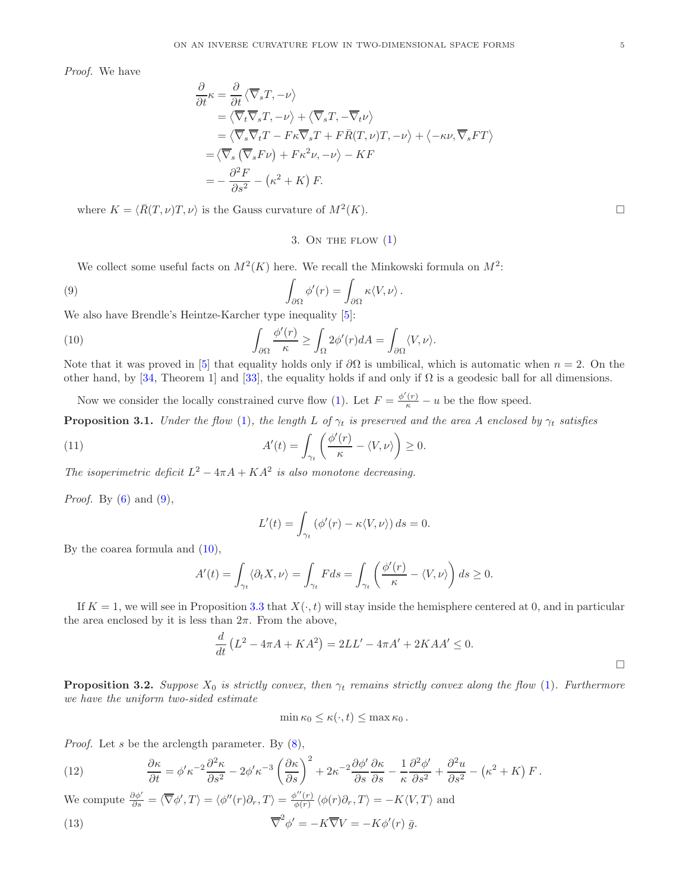*Proof.* We have

$$
\begin{aligned}
\frac{\partial}{\partial t}\kappa &= \frac{\partial}{\partial t}\left\langle \overline{\nabla}_s T, -\nu\right\rangle \\
&= \left\langle \overline{\nabla}_t \overline{\nabla}_s T, -\nu\right\rangle + \left\langle \overline{\nabla}_s T, -\overline{\nabla}_t \nu\right\rangle \\
&= \left\langle \overline{\nabla}_s \overline{\nabla}_t T - F\kappa \overline{\nabla}_s T + F\bar{R}(T,\nu)T, -\nu\right\rangle + \left\langle -\kappa\nu, \overline{\nabla}_s F T\right\rangle \\
&= \left\langle \overline{\nabla}_s \left(\overline{\nabla}_s F\nu\right) + F\kappa^2\nu, -\nu\right\rangle - KF \\
&= -\frac{\partial^2 F}{\partial s^2} - \left(\kappa^2 + K\right)F.
\end{aligned}
$$

where $K = \langle \bar{R}(T,\nu)T, \nu\rangle$ is the Gauss curvature of $M^2(K)$. □

## 3. On the flow (1)

We collect some useful facts on $M^2(K)$ here. We recall the Minkowski formula on $M^2$:

$$
\int_{\partial\Omega} \phi'(r) = \int_{\partial\Omega} \kappa\langle V, \nu\rangle. \tag{9}
$$

We also have Brendle's Heintze-Karcher type inequality [5]:

$$
\int_{\partial\Omega} \frac{\phi'(r)}{\kappa} \geq \int_{\Omega} 2\phi'(r)dA = \int_{\partial\Omega} \langle V, \nu\rangle. \tag{10}
$$

Note that it was proved in [5] that equality holds only if $\partial\Omega$ is umbilical, which is automatic when $n = 2$. On the other hand, by [34, Theorem 1] and [33], the equality holds if and only if $\Omega$ is a geodesic ball for all dimensions.

Now we consider the locally constrained curve flow (1). Let $F = \frac{\phi'(r)}{\kappa} - u$ be the flow speed.

**Proposition 3.1.** *Under the flow (1), the length $L$ of $\gamma_t$ is preserved and the area $A$ enclosed by $\gamma_t$ satisfies*

$$
A'(t) = \int_{\gamma_t} \left(\frac{\phi'(r)}{\kappa} - \langle V, \nu\rangle\right) \geq 0. \tag{11}
$$

*The isoperimetric deficit $L^2 - 4\pi A + KA^2$ is also monotone decreasing.*

*Proof.* By (6) and (9),

$$
L'(t) = \int_{\gamma_t} \left(\phi'(r) - \kappa\langle V, \nu\rangle\right) ds = 0.
$$

By the coarea formula and (10),

$$
A'(t) = \int_{\gamma_t} \langle \partial_t X, \nu\rangle = \int_{\gamma_t} F ds = \int_{\gamma_t} \left(\frac{\phi'(r)}{\kappa} - \langle V, \nu\rangle\right) ds \geq 0.
$$

If $K = 1$, we will see in Proposition 3.3 that $X(\cdot, t)$ will stay inside the hemisphere centered at 0, and in particular the area enclosed by it is less than $2\pi$. From the above,

$$
\frac{d}{dt}\left(L^2 - 4\pi A + KA^2\right) = 2LL' - 4\pi A' + 2KAA' \leq 0.
$$

□

**Proposition 3.2.** *Suppose $X_0$ is strictly convex, then $\gamma_t$ remains strictly convex along the flow (1). Furthermore we have the uniform two-sided estimate*

$$
\min \kappa_0 \leq \kappa(\cdot, t) \leq \max \kappa_0.
$$

*Proof.* Let $s$ be the arclength parameter. By (8),

$$
\frac{\partial \kappa}{\partial t} = \phi'\kappa^{-2}\frac{\partial^2\kappa}{\partial s^2} - 2\phi'\kappa^{-3}\left(\frac{\partial\kappa}{\partial s}\right)^2 + 2\kappa^{-2}\frac{\partial\phi'}{\partial s}\frac{\partial\kappa}{\partial s} - \frac{1}{\kappa}\frac{\partial^2\phi'}{\partial s^2} + \frac{\partial^2 u}{\partial s^2} - \left(\kappa^2 + K\right)F. \tag{12}
$$

We compute $\frac{\partial\phi'}{\partial s} = \langle\overline{\nabla}\phi', T\rangle = \langle\phi''(r)\partial_r, T\rangle = \frac{\phi''(r)}{\phi(r)}\langle\phi(r)\partial_r, T\rangle = -K\langle V, T\rangle$ and

$$
\overline{\nabla}^2\phi' = -K\overline{\nabla}V = -K\phi'(r)\,\bar{g}. \tag{13}
$$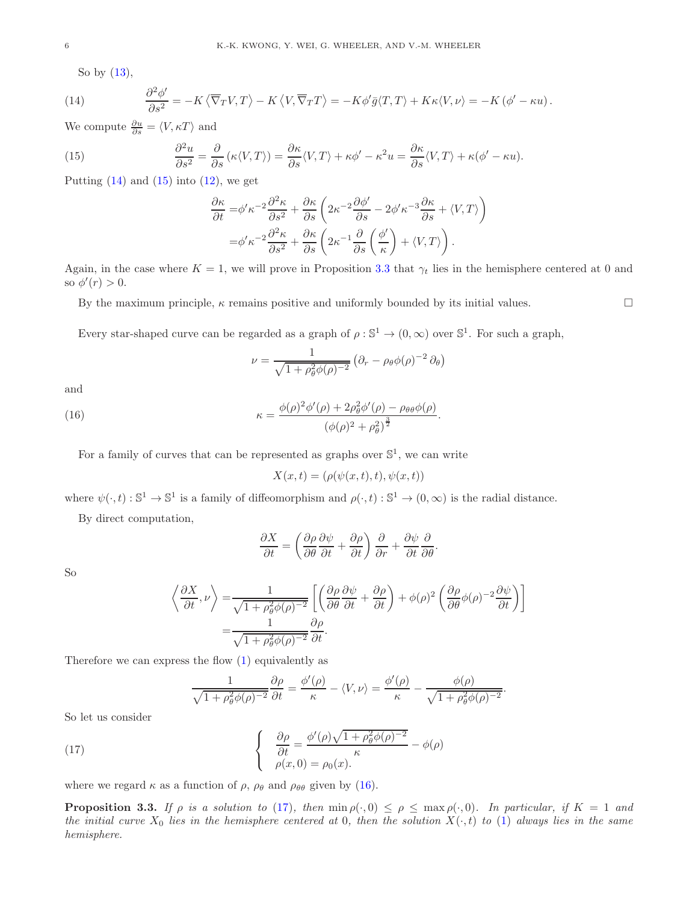So by (13),

$$\frac{\partial^2 \phi'}{\partial s^2} = -K\left\langle \overline{\nabla}_T V, T\right\rangle - K\left\langle V, \overline{\nabla}_T T\right\rangle = -K\phi' \bar{g}\langle T, T\rangle + K\kappa\langle V, \nu\rangle = -K\left(\phi' - \kappa u\right). \tag{14}$$

We compute $\frac{\partial u}{\partial s} = \langle V, \kappa T\rangle$ and

$$\frac{\partial^2 u}{\partial s^2} = \frac{\partial}{\partial s}\left(\kappa\langle V, T\rangle\right) = \frac{\partial \kappa}{\partial s}\langle V, T\rangle + \kappa\phi' - \kappa^2 u = \frac{\partial \kappa}{\partial s}\langle V, T\rangle + \kappa(\phi' - \kappa u). \tag{15}$$

Putting (14) and (15) into (12), we get

$$\begin{aligned}
\frac{\partial \kappa}{\partial t} =& \phi' \kappa^{-2}\frac{\partial^2 \kappa}{\partial s^2} + \frac{\partial \kappa}{\partial s}\left(2\kappa^{-2}\frac{\partial \phi'}{\partial s} - 2\phi'\kappa^{-3}\frac{\partial \kappa}{\partial s} + \langle V, T\rangle\right) \\
=& \phi' \kappa^{-2}\frac{\partial^2 \kappa}{\partial s^2} + \frac{\partial \kappa}{\partial s}\left(2\kappa^{-1}\frac{\partial}{\partial s}\left(\frac{\phi'}{\kappa}\right) + \langle V, T\rangle\right).
\end{aligned}$$

Again, in the case where $K = 1$, we will prove in Proposition 3.3 that $\gamma_t$ lies in the hemisphere centered at 0 and so $\phi'(r) > 0$.

By the maximum principle, $\kappa$ remains positive and uniformly bounded by its initial values. $\square$

Every star-shaped curve can be regarded as a graph of $\rho : \mathbb{S}^1 \to (0, \infty)$ over $\mathbb{S}^1$. For such a graph,

$$\nu = \frac{1}{\sqrt{1 + \rho_\theta^2 \phi(\rho)^{-2}}}\left(\partial_r - \rho_\theta \phi(\rho)^{-2}\,\partial_\theta\right)$$

and

$$\kappa = \frac{\phi(\rho)^2\phi'(\rho) + 2\rho_\theta^2\phi'(\rho) - \rho_{\theta\theta}\phi(\rho)}{\left(\phi(\rho)^2 + \rho_\theta^2\right)^{\frac{3}{2}}}. \tag{16}$$

For a family of curves that can be represented as graphs over $\mathbb{S}^1$, we can write

$$X(x,t) = (\rho(\psi(x,t),t), \psi(x,t))$$

where $\psi(\cdot, t) : \mathbb{S}^1 \to \mathbb{S}^1$ is a family of diffeomorphism and $\rho(\cdot, t) : \mathbb{S}^1 \to (0, \infty)$ is the radial distance.

By direct computation,

$$\frac{\partial X}{\partial t} = \left(\frac{\partial \rho}{\partial \theta}\frac{\partial \psi}{\partial t} + \frac{\partial \rho}{\partial t}\right)\frac{\partial}{\partial r} + \frac{\partial \psi}{\partial t}\frac{\partial}{\partial \theta}.$$

So

$$\begin{aligned}
\left\langle \frac{\partial X}{\partial t}, \nu\right\rangle =& \frac{1}{\sqrt{1 + \rho_\theta^2\phi(\rho)^{-2}}}\left[\left(\frac{\partial \rho}{\partial \theta}\frac{\partial \psi}{\partial t} + \frac{\partial \rho}{\partial t}\right) + \phi(\rho)^2\left(\frac{\partial \rho}{\partial \theta}\phi(\rho)^{-2}\frac{\partial \psi}{\partial t}\right)\right] \\
=& \frac{1}{\sqrt{1 + \rho_\theta^2\phi(\rho)^{-2}}}\frac{\partial \rho}{\partial t}.
\end{aligned}$$

Therefore we can express the flow (1) equivalently as

$$\frac{1}{\sqrt{1 + \rho_\theta^2\phi(\rho)^{-2}}}\frac{\partial \rho}{\partial t} = \frac{\phi'(\rho)}{\kappa} - \langle V, \nu\rangle = \frac{\phi'(\rho)}{\kappa} - \frac{\phi(\rho)}{\sqrt{1 + \rho_\theta^2\phi(\rho)^{-2}}}.$$

So let us consider

$$\begin{cases} \dfrac{\partial \rho}{\partial t} = \dfrac{\phi'(\rho)\sqrt{1 + \rho_\theta^2\phi(\rho)^{-2}}}{\kappa} - \phi(\rho) \\ \rho(x, 0) = \rho_0(x). \end{cases} \tag{17}$$

where we regard $\kappa$ as a function of $\rho$, $\rho_\theta$ and $\rho_{\theta\theta}$ given by (16).

**Proposition 3.3.** *If $\rho$ is a solution to (17), then $\min \rho(\cdot, 0) \le \rho \le \max \rho(\cdot, 0)$. In particular, if $K = 1$ and the initial curve $X_0$ lies in the hemisphere centered at 0, then the solution $X(\cdot, t)$ to (1) always lies in the same hemisphere.*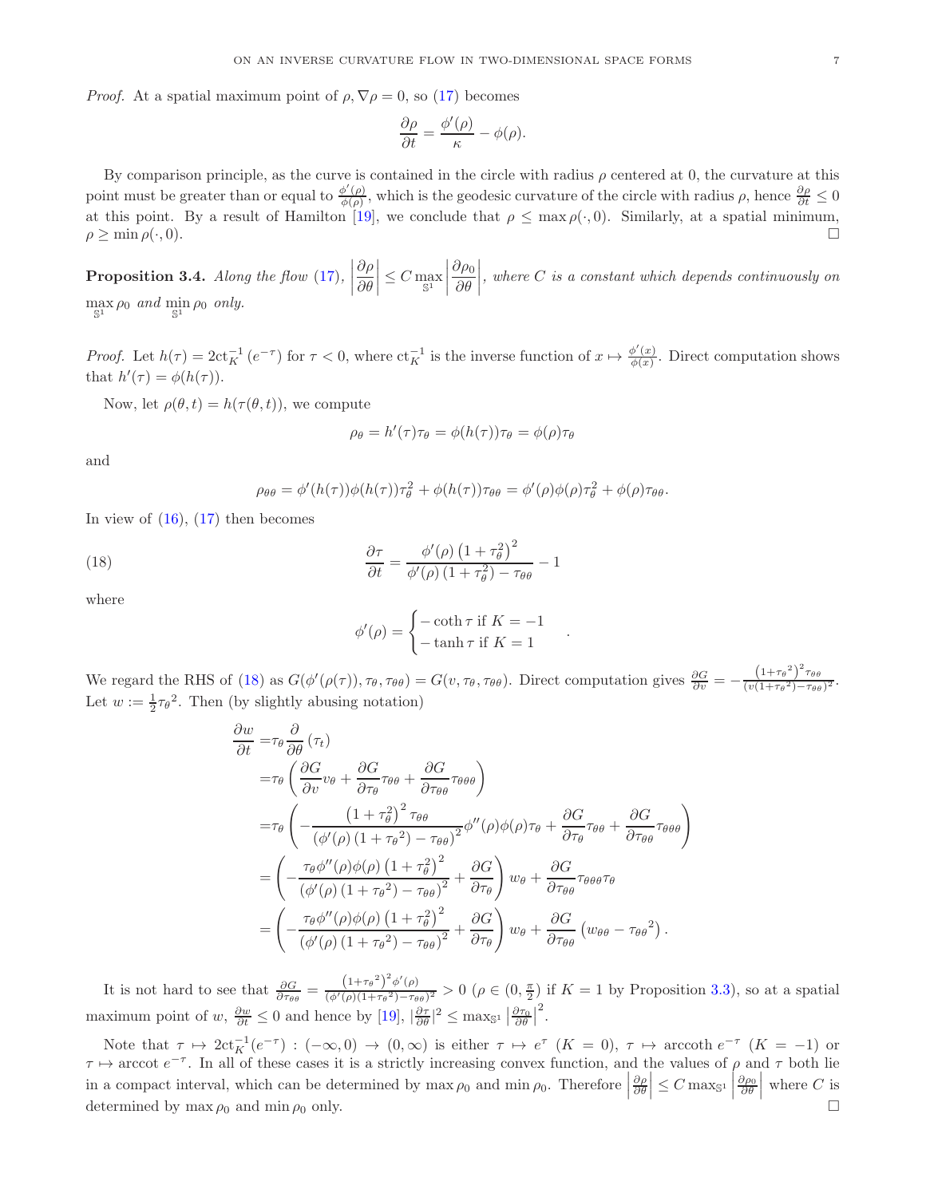*Proof.* At a spatial maximum point of $\rho, \nabla\rho = 0$, so (17) becomes

$$\frac{\partial \rho}{\partial t} = \frac{\phi'(\rho)}{\kappa} - \phi(\rho).$$

By comparison principle, as the curve is contained in the circle with radius $\rho$ centered at 0, the curvature at this point must be greater than or equal to $\frac{\phi'(\rho)}{\phi(\rho)}$, which is the geodesic curvature of the circle with radius $\rho$, hence $\frac{\partial \rho}{\partial t} \leq 0$ at this point. By a result of Hamilton [19], we conclude that $\rho \leq \max \rho(\cdot, 0)$. Similarly, at a spatial minimum, $\rho \geq \min \rho(\cdot, 0)$. $\square$

**Proposition 3.4.** *Along the flow* (17), $\left|\frac{\partial \rho}{\partial \theta}\right| \leq C \max_{\mathbb{S}^1} \left|\frac{\partial \rho_0}{\partial \theta}\right|$, *where $C$ is a constant which depends continuously on* $\max_{\mathbb{S}^1} \rho_0$ *and* $\min_{\mathbb{S}^1} \rho_0$ *only.*

*Proof.* Let $h(\tau) = 2\mathrm{ct}_K^{-1}\left(e^{-\tau}\right)$ for $\tau < 0$, where $\mathrm{ct}_K^{-1}$ is the inverse function of $x \mapsto \frac{\phi'(x)}{\phi(x)}$. Direct computation shows that $h'(\tau) = \phi(h(\tau))$.

Now, let $\rho(\theta, t) = h(\tau(\theta, t))$, we compute

$$\rho_\theta = h'(\tau)\tau_\theta = \phi(h(\tau))\tau_\theta = \phi(\rho)\tau_\theta$$

and

$$\rho_{\theta\theta} = \phi'(h(\tau))\phi(h(\tau))\tau_\theta^2 + \phi(h(\tau))\tau_{\theta\theta} = \phi'(\rho)\phi(\rho)\tau_\theta^2 + \phi(\rho)\tau_{\theta\theta}.$$

In view of (16), (17) then becomes

$$\frac{\partial \tau}{\partial t} = \frac{\phi'(\rho)\left(1+\tau_\theta^2\right)^2}{\phi'(\rho)\left(1+\tau_\theta^2\right) - \tau_{\theta\theta}} - 1 \tag{18}$$

where

$$\phi'(\rho) = \begin{cases} -\coth\tau \text{ if } K = -1 \\ -\tanh\tau \text{ if } K = 1 \end{cases}.$$

We regard the RHS of (18) as $G(\phi'(\rho(\tau)), \tau_\theta, \tau_{\theta\theta}) = G(v, \tau_\theta, \tau_{\theta\theta})$. Direct computation gives $\frac{\partial G}{\partial v} = -\frac{\left(1+\tau_\theta{}^2\right)^2\tau_{\theta\theta}}{\left(v(1+\tau_\theta{}^2) - \tau_{\theta\theta}\right)^2}$. Let $w := \frac{1}{2}\tau_\theta{}^2$. Then (by slightly abusing notation)

$$\begin{aligned}
\frac{\partial w}{\partial t} =& \tau_\theta \frac{\partial}{\partial \theta}\left(\tau_t\right) \\
=& \tau_\theta\left(\frac{\partial G}{\partial v}v_\theta + \frac{\partial G}{\partial \tau_\theta}\tau_{\theta\theta} + \frac{\partial G}{\partial \tau_{\theta\theta}}\tau_{\theta\theta\theta}\right) \\
=& \tau_\theta\left(-\frac{\left(1+\tau_\theta^2\right)^2\tau_{\theta\theta}}{\left(\phi'(\rho)\left(1+\tau_\theta{}^2\right) - \tau_{\theta\theta}\right)^2}\phi''(\rho)\phi(\rho)\tau_\theta + \frac{\partial G}{\partial \tau_\theta}\tau_{\theta\theta} + \frac{\partial G}{\partial \tau_{\theta\theta}}\tau_{\theta\theta\theta}\right) \\
=& \left(-\frac{\tau_\theta\phi''(\rho)\phi(\rho)\left(1+\tau_\theta^2\right)^2}{\left(\phi'(\rho)\left(1+\tau_\theta{}^2\right) - \tau_{\theta\theta}\right)^2} + \frac{\partial G}{\partial \tau_\theta}\right)w_\theta + \frac{\partial G}{\partial \tau_{\theta\theta}}\tau_{\theta\theta\theta}\tau_\theta \\
=& \left(-\frac{\tau_\theta\phi''(\rho)\phi(\rho)\left(1+\tau_\theta^2\right)^2}{\left(\phi'(\rho)\left(1+\tau_\theta{}^2\right) - \tau_{\theta\theta}\right)^2} + \frac{\partial G}{\partial \tau_\theta}\right)w_\theta + \frac{\partial G}{\partial \tau_{\theta\theta}}\left(w_{\theta\theta} - \tau_{\theta\theta}{}^2\right).
\end{aligned}$$

It is not hard to see that $\frac{\partial G}{\partial \tau_{\theta\theta}} = \frac{\left(1+\tau_\theta{}^2\right)^2\phi'(\rho)}{\left(\phi'(\rho)(1+\tau_\theta{}^2) - \tau_{\theta\theta}\right)^2} > 0$ ($\rho \in (0, \frac{\pi}{2})$ if $K = 1$ by Proposition 3.3), so at a spatial maximum point of $w$, $\frac{\partial w}{\partial t} \leq 0$ and hence by [19], $\left|\frac{\partial \tau}{\partial \theta}\right|^2 \leq \max_{\mathbb{S}^1}\left|\frac{\partial \tau_0}{\partial \theta}\right|^2$.

Note that $\tau \mapsto 2\mathrm{ct}_K^{-1}(e^{-\tau}) : (-\infty, 0) \to (0, \infty)$ is either $\tau \mapsto e^\tau$ ($K = 0$), $\tau \mapsto \operatorname{arccoth} e^{-\tau}$ ($K = -1$) or $\tau \mapsto \operatorname{arccot} e^{-\tau}$. In all of these cases it is a strictly increasing convex function, and the values of $\rho$ and $\tau$ both lie in a compact interval, which can be determined by $\max\rho_0$ and $\min\rho_0$. Therefore $\left|\frac{\partial \rho}{\partial \theta}\right| \leq C\max_{\mathbb{S}^1}\left|\frac{\partial \rho_0}{\partial \theta}\right|$ where $C$ is determined by $\max\rho_0$ and $\min\rho_0$ only. $\square$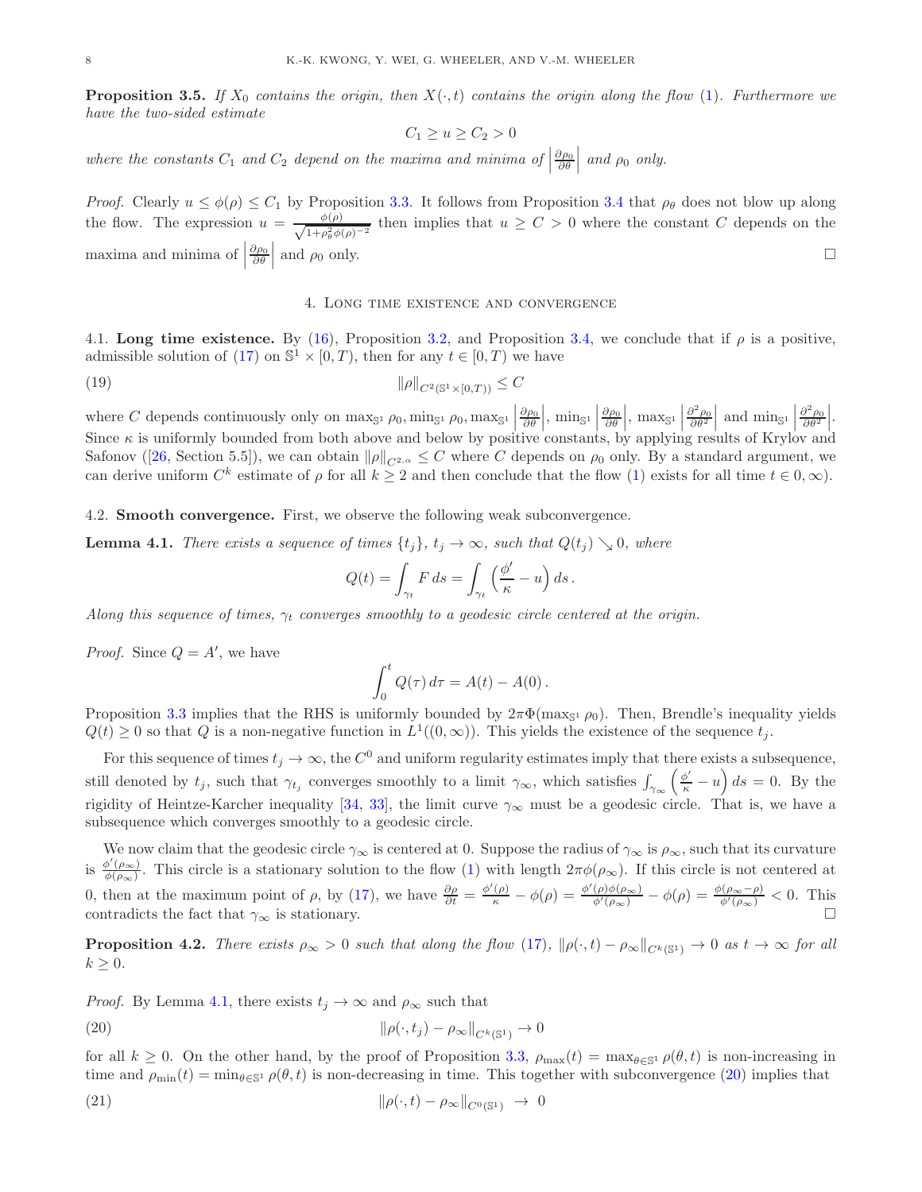**Proposition 3.5.** *If $X_0$ contains the origin, then $X(\cdot, t)$ contains the origin along the flow (1). Furthermore we have the two-sided estimate*

$$C_1 \geq u \geq C_2 > 0$$

*where the constants $C_1$ and $C_2$ depend on the maxima and minima of $\left|\frac{\partial \rho_0}{\partial \theta}\right|$ and $\rho_0$ only.*

*Proof.* Clearly $u \leq \phi(\rho) \leq C_1$ by Proposition 3.3. It follows from Proposition 3.4 that $\rho_\theta$ does not blow up along the flow. The expression $u = \frac{\phi(\rho)}{\sqrt{1+\rho_\theta^2 \phi(\rho)^{-2}}}$ then implies that $u \geq C > 0$ where the constant $C$ depends on the maxima and minima of $\left|\frac{\partial \rho_0}{\partial \theta}\right|$ and $\rho_0$ only. □

## 4. Long time existence and convergence

**4.1. Long time existence.** By (16), Proposition 3.2, and Proposition 3.4, we conclude that if $\rho$ is a positive, admissible solution of (17) on $\mathbb{S}^1 \times [0, T)$, then for any $t \in [0, T)$ we have

$$\|\rho\|_{C^2(\mathbb{S}^1 \times [0,T))} \leq C \tag{19}$$

where $C$ depends continuously only on $\max_{\mathbb{S}^1} \rho_0$, $\min_{\mathbb{S}^1} \rho_0$, $\max_{\mathbb{S}^1} \left|\frac{\partial \rho_0}{\partial \theta}\right|$, $\min_{\mathbb{S}^1} \left|\frac{\partial \rho_0}{\partial \theta}\right|$, $\max_{\mathbb{S}^1} \left|\frac{\partial^2 \rho_0}{\partial \theta^2}\right|$ and $\min_{\mathbb{S}^1} \left|\frac{\partial^2 \rho_0}{\partial \theta^2}\right|$. Since $\kappa$ is uniformly bounded from both above and below by positive constants, by applying results of Krylov and Safonov ([26, Section 5.5]), we can obtain $\|\rho\|_{C^{2,\alpha}} \leq C$ where $C$ depends on $\rho_0$ only. By a standard argument, we can derive uniform $C^k$ estimate of $\rho$ for all $k \geq 2$ and then conclude that the flow (1) exists for all time $t \in 0, \infty)$.

**4.2. Smooth convergence.** First, we observe the following weak subconvergence.

**Lemma 4.1.** *There exists a sequence of times $\{t_j\}$, $t_j \to \infty$, such that $Q(t_j) \searrow 0$, where*

$$Q(t) = \int_{\gamma_t} F \, ds = \int_{\gamma_t} \left(\frac{\phi'}{\kappa} - u\right) ds \,.$$

*Along this sequence of times, $\gamma_t$ converges smoothly to a geodesic circle centered at the origin.*

*Proof.* Since $Q = A'$, we have

$$\int_0^t Q(\tau) \, d\tau = A(t) - A(0) \,.$$

Proposition 3.3 implies that the RHS is uniformly bounded by $2\pi\Phi(\max_{\mathbb{S}^1} \rho_0)$. Then, Brendle's inequality yields $Q(t) \geq 0$ so that $Q$ is a non-negative function in $L^1((0, \infty))$. This yields the existence of the sequence $t_j$.

For this sequence of times $t_j \to \infty$, the $C^0$ and uniform regularity estimates imply that there exists a subsequence, still denoted by $t_j$, such that $\gamma_{t_j}$ converges smoothly to a limit $\gamma_\infty$, which satisfies $\int_{\gamma_\infty} \left(\frac{\phi'}{\kappa} - u\right) ds = 0$. By the rigidity of Heintze-Karcher inequality [34, 33], the limit curve $\gamma_\infty$ must be a geodesic circle. That is, we have a subsequence which converges smoothly to a geodesic circle.

We now claim that the geodesic circle $\gamma_\infty$ is centered at 0. Suppose the radius of $\gamma_\infty$ is $\rho_\infty$, such that its curvature is $\frac{\phi'(\rho_\infty)}{\phi(\rho_\infty)}$. This circle is a stationary solution to the flow (1) with length $2\pi\phi(\rho_\infty)$. If this circle is not centered at 0, then at the maximum point of $\rho$, by (17), we have $\frac{\partial \rho}{\partial t} = \frac{\phi'(\rho)}{\kappa} - \phi(\rho) = \frac{\phi'(\rho)\phi(\rho_\infty)}{\phi'(\rho_\infty)} - \phi(\rho) = \frac{\phi(\rho_\infty - \rho)}{\phi'(\rho_\infty)} < 0$. This contradicts the fact that $\gamma_\infty$ is stationary. □

**Proposition 4.2.** *There exists $\rho_\infty > 0$ such that along the flow (17), $\|\rho(\cdot, t) - \rho_\infty\|_{C^k(\mathbb{S}^1)} \to 0$ as $t \to \infty$ for all $k \geq 0$.*

*Proof.* By Lemma 4.1, there exists $t_j \to \infty$ and $\rho_\infty$ such that

$$\|\rho(\cdot, t_j) - \rho_\infty\|_{C^k(\mathbb{S}^1)} \to 0 \tag{20}$$

for all $k \geq 0$. On the other hand, by the proof of Proposition 3.3, $\rho_{\max}(t) = \max_{\theta \in \mathbb{S}^1} \rho(\theta, t)$ is non-increasing in time and $\rho_{\min}(t) = \min_{\theta \in \mathbb{S}^1} \rho(\theta, t)$ is non-decreasing in time. This together with subconvergence (20) implies that

$$\|\rho(\cdot, t) - \rho_\infty\|_{C^0(\mathbb{S}^1)} \to 0 \tag{21}$$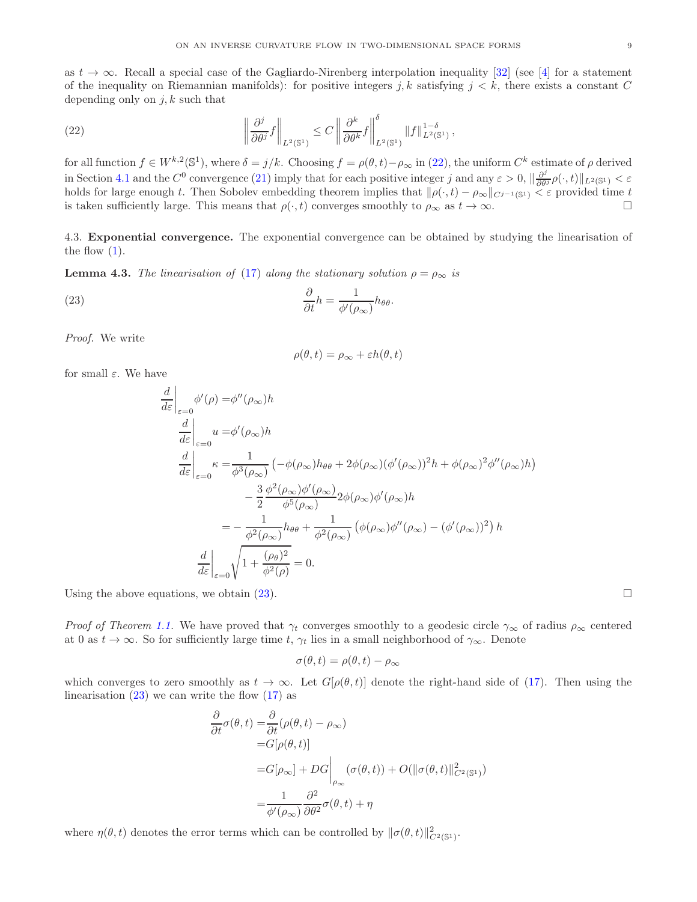as $t \to \infty$. Recall a special case of the Gagliardo-Nirenberg interpolation inequality [32] (see [4] for a statement of the inequality on Riemannian manifolds): for positive integers $j, k$ satisfying $j < k$, there exists a constant $C$ depending only on $j, k$ such that

$$
\left\| \frac{\partial^j}{\partial \theta^j} f \right\|_{L^2(\mathbb{S}^1)} \leq C \left\| \frac{\partial^k}{\partial \theta^k} f \right\|^{\delta}_{L^2(\mathbb{S}^1)} \|f\|^{1-\delta}_{L^2(\mathbb{S}^1)}, \tag{22}
$$

for all function $f \in W^{k,2}(\mathbb{S}^1)$, where $\delta = j/k$. Choosing $f = \rho(\theta, t) - \rho_\infty$ in (22), the uniform $C^k$ estimate of $\rho$ derived in Section 4.1 and the $C^0$ convergence (21) imply that for each positive integer $j$ and any $\varepsilon > 0$, $\|\frac{\partial^j}{\partial \theta^j}\rho(\cdot, t)\|_{L^2(\mathbb{S}^1)} < \varepsilon$ holds for large enough $t$. Then Sobolev embedding theorem implies that $\|\rho(\cdot, t) - \rho_\infty\|_{C^{j-1}(\mathbb{S}^1)} < \varepsilon$ provided time $t$ is taken sufficiently large. This means that $\rho(\cdot, t)$ converges smoothly to $\rho_\infty$ as $t \to \infty$. $\square$

4.3. **Exponential convergence.** The exponential convergence can be obtained by studying the linearisation of the flow (1).

**Lemma 4.3.** *The linearisation of* (17) *along the stationary solution* $\rho = \rho_\infty$ *is*

$$
\frac{\partial}{\partial t} h = \frac{1}{\phi'(\rho_\infty)} h_{\theta\theta}. \tag{23}
$$

*Proof.* We write

$$
\rho(\theta, t) = \rho_\infty + \varepsilon h(\theta, t)
$$

for small $\varepsilon$. We have

$$
\begin{aligned}
\frac{d}{d\varepsilon}\bigg|_{\varepsilon=0} \phi'(\rho) =& \phi''(\rho_\infty) h \\
\frac{d}{d\varepsilon}\bigg|_{\varepsilon=0} u =& \phi'(\rho_\infty) h \\
\frac{d}{d\varepsilon}\bigg|_{\varepsilon=0} \kappa =& \frac{1}{\phi^3(\rho_\infty)} \left( -\phi(\rho_\infty) h_{\theta\theta} + 2\phi(\rho_\infty)(\phi'(\rho_\infty))^2 h + \phi(\rho_\infty)^2 \phi''(\rho_\infty) h \right) \\
& - \frac{3}{2} \frac{\phi^2(\rho_\infty)\phi'(\rho_\infty)}{\phi^5(\rho_\infty)} 2\phi(\rho_\infty)\phi'(\rho_\infty) h \\
=& -\frac{1}{\phi^2(\rho_\infty)} h_{\theta\theta} + \frac{1}{\phi^2(\rho_\infty)} \left( \phi(\rho_\infty)\phi''(\rho_\infty) - (\phi'(\rho_\infty))^2 \right) h \\
\frac{d}{d\varepsilon}\bigg|_{\varepsilon=0} & \sqrt{1 + \frac{(\rho_\theta)^2}{\phi^2(\rho)}} = 0.
\end{aligned}
$$

Using the above equations, we obtain (23). $\square$

*Proof of Theorem 1.1.* We have proved that $\gamma_t$ converges smoothly to a geodesic circle $\gamma_\infty$ of radius $\rho_\infty$ centered at 0 as $t \to \infty$. So for sufficiently large time $t$, $\gamma_t$ lies in a small neighborhood of $\gamma_\infty$. Denote

$$
\sigma(\theta, t) = \rho(\theta, t) - \rho_\infty
$$

which converges to zero smoothly as $t \to \infty$. Let $G[\rho(\theta, t)]$ denote the right-hand side of (17). Then using the linearisation (23) we can write the flow (17) as

$$
\begin{aligned}
\frac{\partial}{\partial t}\sigma(\theta, t) =& \frac{\partial}{\partial t}(\rho(\theta, t) - \rho_\infty) \\
=& G[\rho(\theta, t)] \\
=& G[\rho_\infty] + DG\bigg|_{\rho_\infty} (\sigma(\theta, t)) + O(\|\sigma(\theta, t)\|^2_{C^2(\mathbb{S}^1)}) \\
=& \frac{1}{\phi'(\rho_\infty)} \frac{\partial^2}{\partial \theta^2}\sigma(\theta, t) + \eta
\end{aligned}
$$

where $\eta(\theta, t)$ denotes the error terms which can be controlled by $\|\sigma(\theta, t)\|^2_{C^2(\mathbb{S}^1)}$.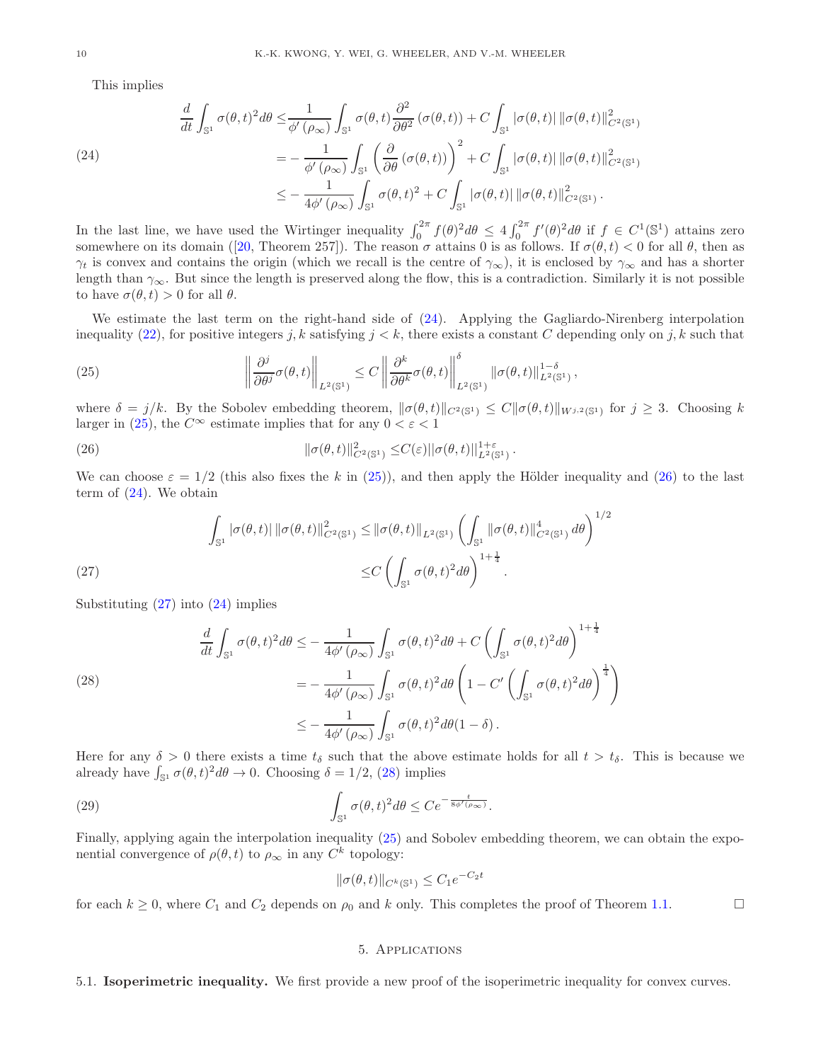This implies

$$
\begin{aligned}
\frac{d}{dt}\int_{\mathbb{S}^1}\sigma(\theta,t)^2 d\theta \leq & \frac{1}{\phi'(\rho_\infty)}\int_{\mathbb{S}^1}\sigma(\theta,t)\frac{\partial^2}{\partial\theta^2}(\sigma(\theta,t)) + C\int_{\mathbb{S}^1}|\sigma(\theta,t)|\,\|\sigma(\theta,t)\|^2_{C^2(\mathbb{S}^1)} \\
= & -\frac{1}{\phi'(\rho_\infty)}\int_{\mathbb{S}^1}\left(\frac{\partial}{\partial\theta}(\sigma(\theta,t))\right)^2 + C\int_{\mathbb{S}^1}|\sigma(\theta,t)|\,\|\sigma(\theta,t)\|^2_{C^2(\mathbb{S}^1)} \\
\leq & -\frac{1}{4\phi'(\rho_\infty)}\int_{\mathbb{S}^1}\sigma(\theta,t)^2 + C\int_{\mathbb{S}^1}|\sigma(\theta,t)|\,\|\sigma(\theta,t)\|^2_{C^2(\mathbb{S}^1)}.
\end{aligned} \tag{24}
$$

In the last line, we have used the Wirtinger inequality $\int_0^{2\pi} f(\theta)^2 d\theta \leq 4\int_0^{2\pi} f'(\theta)^2 d\theta$ if $f \in C^1(\mathbb{S}^1)$ attains zero somewhere on its domain ([20, Theorem 257]). The reason $\sigma$ attains 0 is as follows. If $\sigma(\theta,t) < 0$ for all $\theta$, then as $\gamma_t$ is convex and contains the origin (which we recall is the centre of $\gamma_\infty$), it is enclosed by $\gamma_\infty$ and has a shorter length than $\gamma_\infty$. But since the length is preserved along the flow, this is a contradiction. Similarly it is not possible to have $\sigma(\theta,t) > 0$ for all $\theta$.

We estimate the last term on the right-hand side of (24). Applying the Gagliardo-Nirenberg interpolation inequality (22), for positive integers $j,k$ satisfying $j<k$, there exists a constant $C$ depending only on $j,k$ such that

$$
\left\|\frac{\partial^j}{\partial\theta^j}\sigma(\theta,t)\right\|_{L^2(\mathbb{S}^1)} \leq C\left\|\frac{\partial^k}{\partial\theta^k}\sigma(\theta,t)\right\|^{\delta}_{L^2(\mathbb{S}^1)}\|\sigma(\theta,t)\|^{1-\delta}_{L^2(\mathbb{S}^1)}, \tag{25}
$$

where $\delta = j/k$. By the Sobolev embedding theorem, $\|\sigma(\theta,t)\|_{C^2(\mathbb{S}^1)} \leq C\|\sigma(\theta,t)\|_{W^{j,2}(\mathbb{S}^1)}$ for $j \geq 3$. Choosing $k$ larger in (25), the $C^\infty$ estimate implies that for any $0<\varepsilon<1$

$$
\|\sigma(\theta,t)\|^2_{C^2(\mathbb{S}^1)} \leq C(\varepsilon)\|\sigma(\theta,t)\|^{1+\varepsilon}_{L^2(\mathbb{S}^1)}. \tag{26}
$$

We can choose $\varepsilon = 1/2$ (this also fixes the $k$ in (25)), and then apply the Hölder inequality and (26) to the last term of (24). We obtain

$$
\begin{aligned}
\int_{\mathbb{S}^1}|\sigma(\theta,t)|\,\|\sigma(\theta,t)\|^2_{C^2(\mathbb{S}^1)} \leq & \|\sigma(\theta,t)\|_{L^2(\mathbb{S}^1)}\left(\int_{\mathbb{S}^1}\|\sigma(\theta,t)\|^4_{C^2(\mathbb{S}^1)}d\theta\right)^{1/2} \\
\leq & C\left(\int_{\mathbb{S}^1}\sigma(\theta,t)^2 d\theta\right)^{1+\frac{1}{4}}.
\end{aligned} \tag{27}
$$

Substituting (27) into (24) implies

$$
\begin{aligned}
\frac{d}{dt}\int_{\mathbb{S}^1}\sigma(\theta,t)^2 d\theta \leq & -\frac{1}{4\phi'(\rho_\infty)}\int_{\mathbb{S}^1}\sigma(\theta,t)^2 d\theta + C\left(\int_{\mathbb{S}^1}\sigma(\theta,t)^2 d\theta\right)^{1+\frac{1}{4}} \\
= & -\frac{1}{4\phi'(\rho_\infty)}\int_{\mathbb{S}^1}\sigma(\theta,t)^2 d\theta\left(1 - C'\left(\int_{\mathbb{S}^1}\sigma(\theta,t)^2 d\theta\right)^{\frac{1}{4}}\right) \\
\leq & -\frac{1}{4\phi'(\rho_\infty)}\int_{\mathbb{S}^1}\sigma(\theta,t)^2 d\theta(1-\delta).
\end{aligned} \tag{28}
$$

Here for any $\delta > 0$ there exists a time $t_\delta$ such that the above estimate holds for all $t > t_\delta$. This is because we already have $\int_{\mathbb{S}^1}\sigma(\theta,t)^2 d\theta \to 0$. Choosing $\delta = 1/2$, (28) implies

$$
\int_{\mathbb{S}^1}\sigma(\theta,t)^2 d\theta \leq Ce^{-\frac{t}{8\phi'(\rho_\infty)}}. \tag{29}
$$

Finally, applying again the interpolation inequality (25) and Sobolev embedding theorem, we can obtain the exponential convergence of $\rho(\theta,t)$ to $\rho_\infty$ in any $C^k$ topology:

$$
\|\sigma(\theta,t)\|_{C^k(\mathbb{S}^1)} \leq C_1 e^{-C_2 t}
$$

for each $k \geq 0$, where $C_1$ and $C_2$ depends on $\rho_0$ and $k$ only. This completes the proof of Theorem 1.1. □

## 5. Applications

**5.1. Isoperimetric inequality.** We first provide a new proof of the isoperimetric inequality for convex curves.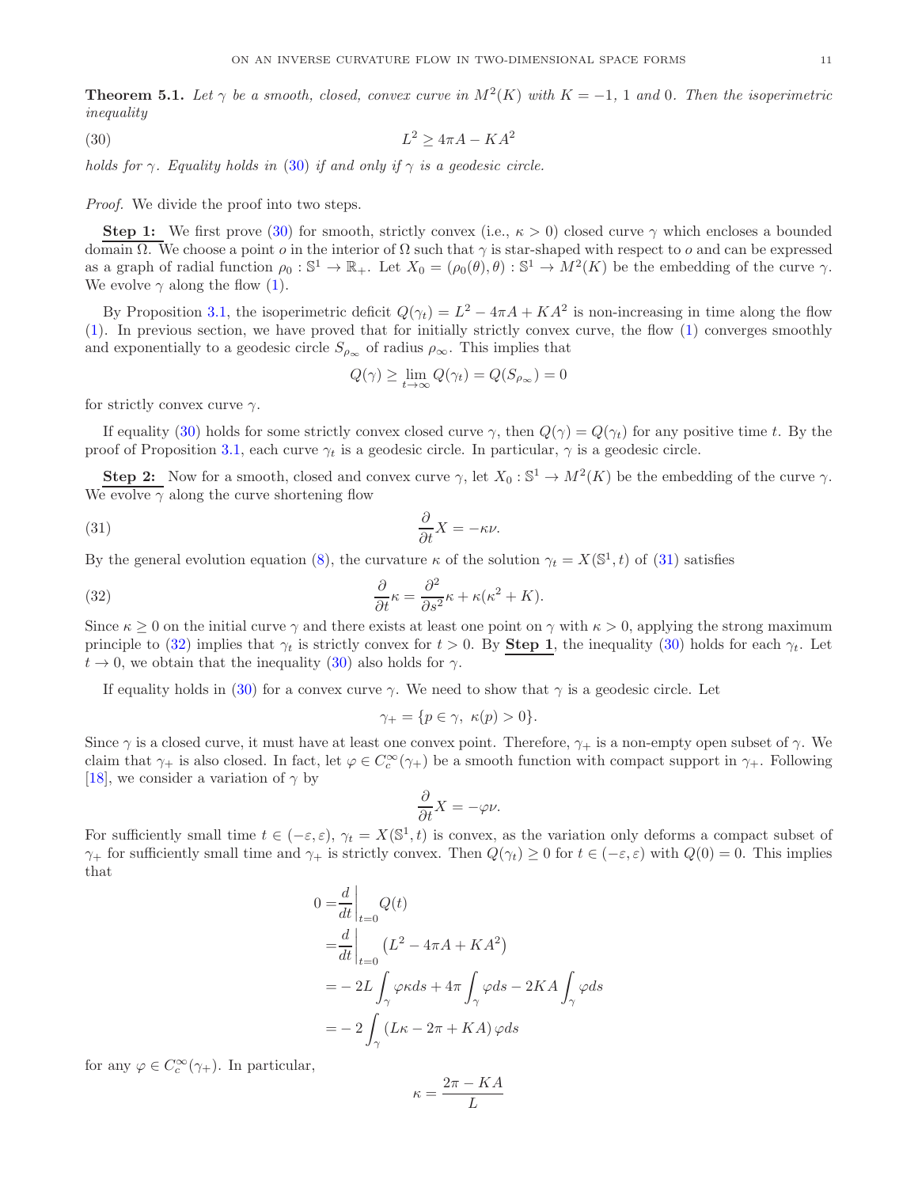**Theorem 5.1.** *Let $\gamma$ be a smooth, closed, convex curve in $M^2(K)$ with $K = -1$, $1$ and $0$. Then the isoperimetric inequality*

$$L^2 \geq 4\pi A - KA^2 \tag{30}$$

*holds for $\gamma$. Equality holds in (30) if and only if $\gamma$ is a geodesic circle.*

*Proof.* We divide the proof into two steps.

**Step 1:** We first prove (30) for smooth, strictly convex (i.e., $\kappa > 0$) closed curve $\gamma$ which encloses a bounded domain $\Omega$. We choose a point $o$ in the interior of $\Omega$ such that $\gamma$ is star-shaped with respect to $o$ and can be expressed as a graph of radial function $\rho_0 : \mathbb{S}^1 \to \mathbb{R}_+$. Let $X_0 = (\rho_0(\theta), \theta) : \mathbb{S}^1 \to M^2(K)$ be the embedding of the curve $\gamma$. We evolve $\gamma$ along the flow (1).

By Proposition 3.1, the isoperimetric deficit $Q(\gamma_t) = L^2 - 4\pi A + KA^2$ is non-increasing in time along the flow (1). In previous section, we have proved that for initially strictly convex curve, the flow (1) converges smoothly and exponentially to a geodesic circle $S_{\rho_\infty}$ of radius $\rho_\infty$. This implies that

$$Q(\gamma) \geq \lim_{t\to\infty} Q(\gamma_t) = Q(S_{\rho_\infty}) = 0$$

for strictly convex curve $\gamma$.

If equality (30) holds for some strictly convex closed curve $\gamma$, then $Q(\gamma) = Q(\gamma_t)$ for any positive time $t$. By the proof of Proposition 3.1, each curve $\gamma_t$ is a geodesic circle. In particular, $\gamma$ is a geodesic circle.

**Step 2:** Now for a smooth, closed and convex curve $\gamma$, let $X_0 : \mathbb{S}^1 \to M^2(K)$ be the embedding of the curve $\gamma$. We evolve $\gamma$ along the curve shortening flow

$$\frac{\partial}{\partial t} X = -\kappa \nu. \tag{31}$$

By the general evolution equation (8), the curvature $\kappa$ of the solution $\gamma_t = X(\mathbb{S}^1, t)$ of (31) satisfies

$$\frac{\partial}{\partial t}\kappa = \frac{\partial^2}{\partial s^2}\kappa + \kappa(\kappa^2 + K). \tag{32}$$

Since $\kappa \geq 0$ on the initial curve $\gamma$ and there exists at least one point on $\gamma$ with $\kappa > 0$, applying the strong maximum principle to (32) implies that $\gamma_t$ is strictly convex for $t > 0$. By **Step 1**, the inequality (30) holds for each $\gamma_t$. Let $t \to 0$, we obtain that the inequality (30) also holds for $\gamma$.

If equality holds in (30) for a convex curve $\gamma$. We need to show that $\gamma$ is a geodesic circle. Let

$$\gamma_+ = \{p \in \gamma,\ \kappa(p) > 0\}.$$

Since $\gamma$ is a closed curve, it must have at least one convex point. Therefore, $\gamma_+$ is a non-empty open subset of $\gamma$. We claim that $\gamma_+$ is also closed. In fact, let $\varphi \in C_c^\infty(\gamma_+)$ be a smooth function with compact support in $\gamma_+$. Following [18], we consider a variation of $\gamma$ by

$$\frac{\partial}{\partial t} X = -\varphi \nu.$$

For sufficiently small time $t \in (-\varepsilon, \varepsilon)$, $\gamma_t = X(\mathbb{S}^1, t)$ is convex, as the variation only deforms a compact subset of $\gamma_+$ for sufficiently small time and $\gamma_+$ is strictly convex. Then $Q(\gamma_t) \geq 0$ for $t \in (-\varepsilon, \varepsilon)$ with $Q(0) = 0$. This implies that

$$\begin{aligned}
0 =& \frac{d}{dt}\Big|_{t=0} Q(t) \\
=& \frac{d}{dt}\Big|_{t=0} \left(L^2 - 4\pi A + KA^2\right) \\
=& -2L\int_\gamma \varphi\kappa ds + 4\pi \int_\gamma \varphi ds - 2KA\int_\gamma \varphi ds \\
=& -2\int_\gamma \left(L\kappa - 2\pi + KA\right)\varphi ds
\end{aligned}$$

for any $\varphi \in C_c^\infty(\gamma_+)$. In particular,

$$\kappa = \frac{2\pi - KA}{L}$$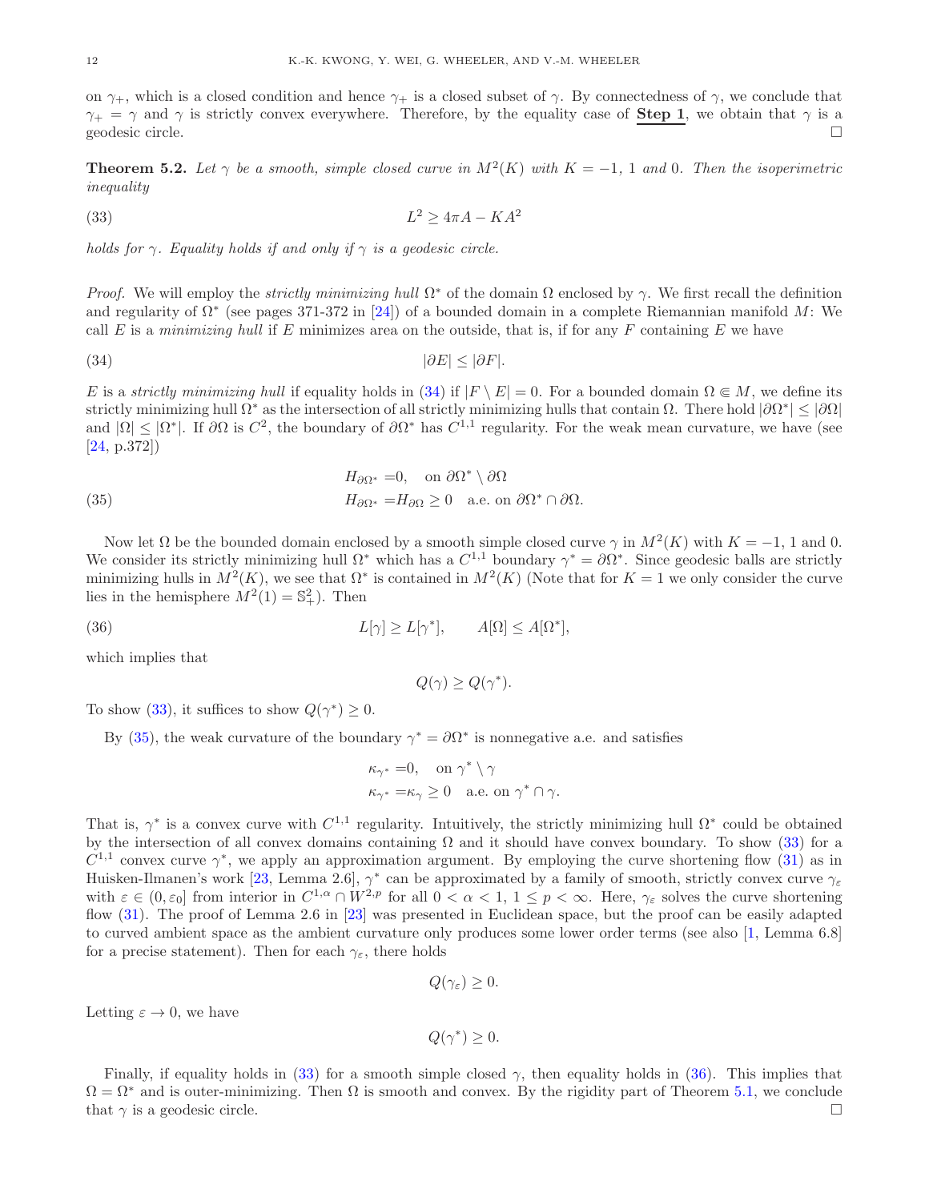on $\gamma_+$, which is a closed condition and hence $\gamma_+$ is a closed subset of $\gamma$. By connectedness of $\gamma$, we conclude that $\gamma_+ = \gamma$ and $\gamma$ is strictly convex everywhere. Therefore, by the equality case of **Step 1**, we obtain that $\gamma$ is a geodesic circle. $\square$

**Theorem 5.2.** *Let $\gamma$ be a smooth, simple closed curve in $M^2(K)$ with $K = -1$, $1$ and $0$. Then the isoperimetric inequality*

$$L^2 \geq 4\pi A - KA^2 \tag{33}$$

*holds for $\gamma$. Equality holds if and only if $\gamma$ is a geodesic circle.*

*Proof.* We will employ the *strictly minimizing hull* $\Omega^*$ of the domain $\Omega$ enclosed by $\gamma$. We first recall the definition and regularity of $\Omega^*$ (see pages 371-372 in [24]) of a bounded domain in a complete Riemannian manifold $M$: We call $E$ is a *minimizing hull* if $E$ minimizes area on the outside, that is, if for any $F$ containing $E$ we have

$$|\partial E| \leq |\partial F|. \tag{34}$$

$E$ is a *strictly minimizing hull* if equality holds in (34) if $|F \setminus E| = 0$. For a bounded domain $\Omega \Subset M$, we define its strictly minimizing hull $\Omega^*$ as the intersection of all strictly minimizing hulls that contain $\Omega$. There hold $|\partial\Omega^*| \leq |\partial\Omega|$ and $|\Omega| \leq |\Omega^*|$. If $\partial\Omega$ is $C^2$, the boundary of $\partial\Omega^*$ has $C^{1,1}$ regularity. For the weak mean curvature, we have (see [24, p.372])

$$\begin{aligned} H_{\partial\Omega^*} =& 0, \quad \text{on } \partial\Omega^* \setminus \partial\Omega \\ H_{\partial\Omega^*} =& H_{\partial\Omega} \geq 0 \quad \text{a.e. on } \partial\Omega^* \cap \partial\Omega. \end{aligned} \tag{35}$$

Now let $\Omega$ be the bounded domain enclosed by a smooth simple closed curve $\gamma$ in $M^2(K)$ with $K = -1$, $1$ and $0$. We consider its strictly minimizing hull $\Omega^*$ which has a $C^{1,1}$ boundary $\gamma^* = \partial\Omega^*$. Since geodesic balls are strictly minimizing hulls in $M^2(K)$, we see that $\Omega^*$ is contained in $M^2(K)$ (Note that for $K = 1$ we only consider the curve lies in the hemisphere $M^2(1) = \mathbb{S}^2_+$). Then

$$L[\gamma] \geq L[\gamma^*], \qquad A[\Omega] \leq A[\Omega^*], \tag{36}$$

which implies that

$$Q(\gamma) \geq Q(\gamma^*).$$

To show (33), it suffices to show $Q(\gamma^*) \geq 0$.

By (35), the weak curvature of the boundary $\gamma^* = \partial\Omega^*$ is nonnegative a.e. and satisfies

$$\begin{aligned} \kappa_{\gamma^*} =& 0, \quad \text{on } \gamma^* \setminus \gamma \\ \kappa_{\gamma^*} =& \kappa_\gamma \geq 0 \quad \text{a.e. on } \gamma^* \cap \gamma. \end{aligned}$$

That is, $\gamma^*$ is a convex curve with $C^{1,1}$ regularity. Intuitively, the strictly minimizing hull $\Omega^*$ could be obtained by the intersection of all convex domains containing $\Omega$ and it should have convex boundary. To show (33) for a $C^{1,1}$ convex curve $\gamma^*$, we apply an approximation argument. By employing the curve shortening flow (31) as in Huisken-Ilmanen's work [23, Lemma 2.6], $\gamma^*$ can be approximated by a family of smooth, strictly convex curve $\gamma_\varepsilon$ with $\varepsilon \in (0, \varepsilon_0]$ from interior in $C^{1,\alpha} \cap W^{2,p}$ for all $0 < \alpha < 1$, $1 \leq p < \infty$. Here, $\gamma_\varepsilon$ solves the curve shortening flow (31). The proof of Lemma 2.6 in [23] was presented in Euclidean space, but the proof can be easily adapted to curved ambient space as the ambient curvature only produces some lower order terms (see also [1, Lemma 6.8] for a precise statement). Then for each $\gamma_\varepsilon$, there holds

$$Q(\gamma_\varepsilon) \geq 0.$$

Letting $\varepsilon \to 0$, we have

$$Q(\gamma^*) \geq 0.$$

Finally, if equality holds in (33) for a smooth simple closed $\gamma$, then equality holds in (36). This implies that $\Omega = \Omega^*$ and is outer-minimizing. Then $\Omega$ is smooth and convex. By the rigidity part of Theorem 5.1, we conclude that $\gamma$ is a geodesic circle. $\square$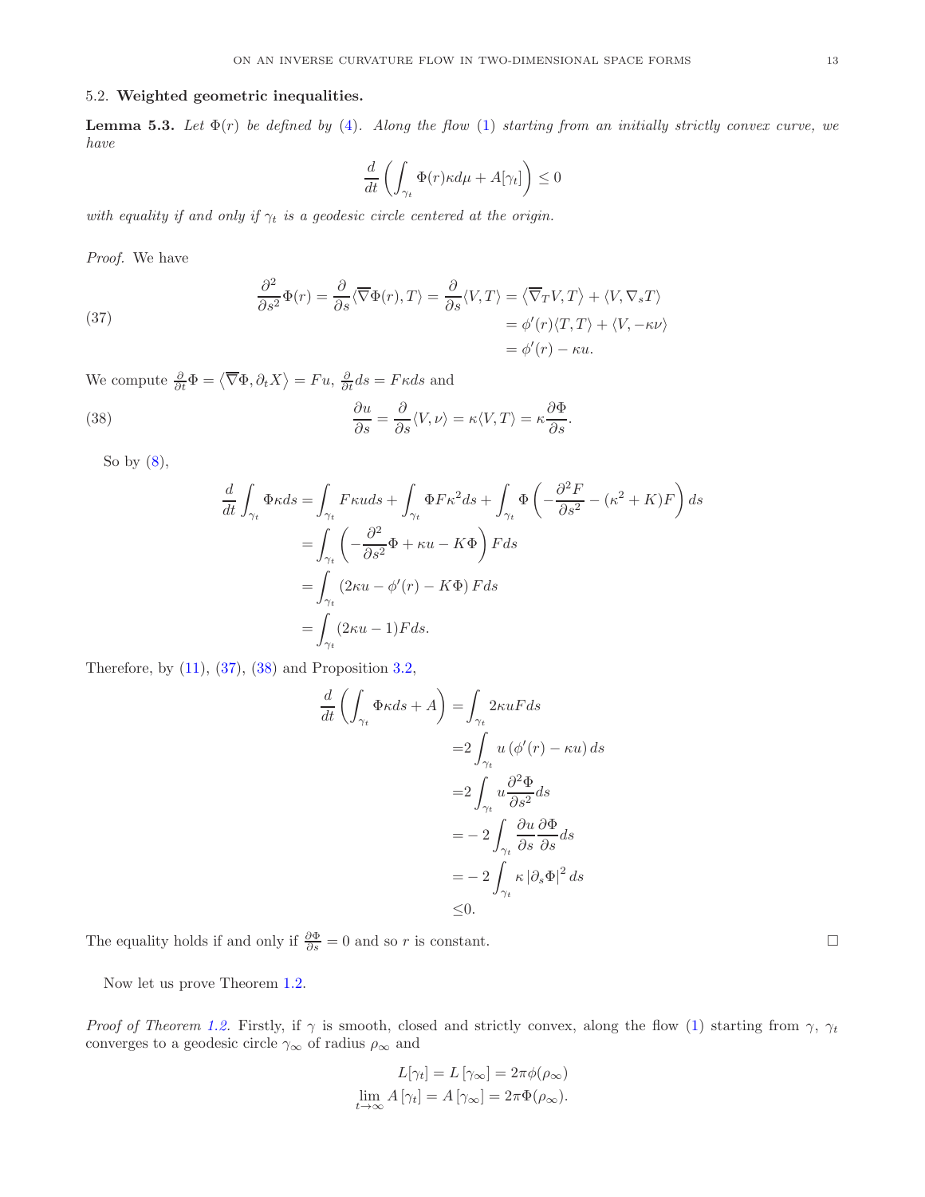### 5.2. **Weighted geometric inequalities.**

**Lemma 5.3.** *Let $\Phi(r)$ be defined by (4). Along the flow (1) starting from an initially strictly convex curve, we have*

$$\frac{d}{dt}\left(\int_{\gamma_t} \Phi(r)\kappa d\mu + A[\gamma_t]\right) \leq 0$$

*with equality if and only if $\gamma_t$ is a geodesic circle centered at the origin.*

*Proof.* We have

$$\begin{aligned}
\frac{\partial^2}{\partial s^2}\Phi(r) = \frac{\partial}{\partial s}\langle \overline{\nabla}\Phi(r), T\rangle = \frac{\partial}{\partial s}\langle V, T\rangle &= \langle \overline{\nabla}_T V, T\rangle + \langle V, \nabla_s T\rangle \\
&= \phi'(r)\langle T, T\rangle + \langle V, -\kappa\nu\rangle \\
&= \phi'(r) - \kappa u.
\end{aligned} \tag{37}$$

We compute $\frac{\partial}{\partial t}\Phi = \langle \overline{\nabla}\Phi, \partial_t X\rangle = Fu$, $\frac{\partial}{\partial t}ds = F\kappa ds$ and

$$\frac{\partial u}{\partial s} = \frac{\partial}{\partial s}\langle V, \nu\rangle = \kappa\langle V, T\rangle = \kappa\frac{\partial \Phi}{\partial s}. \tag{38}$$

So by (8),

$$\begin{aligned}
\frac{d}{dt}\int_{\gamma_t} \Phi\kappa ds &= \int_{\gamma_t} F\kappa u ds + \int_{\gamma_t} \Phi F\kappa^2 ds + \int_{\gamma_t} \Phi\left(-\frac{\partial^2 F}{\partial s^2} - (\kappa^2 + K)F\right) ds \\
&= \int_{\gamma_t} \left(-\frac{\partial^2}{\partial s^2}\Phi + \kappa u - K\Phi\right) F ds \\
&= \int_{\gamma_t} (2\kappa u - \phi'(r) - K\Phi)\, F ds \\
&= \int_{\gamma_t} (2\kappa u - 1) F ds.
\end{aligned}$$

Therefore, by (11), (37), (38) and Proposition 3.2,

$$\begin{aligned}
\frac{d}{dt}\left(\int_{\gamma_t} \Phi\kappa ds + A\right) &= \int_{\gamma_t} 2\kappa u F ds \\
&= 2\int_{\gamma_t} u\left(\phi'(r) - \kappa u\right) ds \\
&= 2\int_{\gamma_t} u\frac{\partial^2 \Phi}{\partial s^2} ds \\
&= -2\int_{\gamma_t} \frac{\partial u}{\partial s}\frac{\partial \Phi}{\partial s} ds \\
&= -2\int_{\gamma_t} \kappa\left|\partial_s \Phi\right|^2 ds \\
&\leq 0.
\end{aligned}$$

The equality holds if and only if $\frac{\partial \Phi}{\partial s} = 0$ and so $r$ is constant. $\square$

Now let us prove Theorem 1.2.

*Proof of Theorem 1.2.* Firstly, if $\gamma$ is smooth, closed and strictly convex, along the flow (1) starting from $\gamma$, $\gamma_t$ converges to a geodesic circle $\gamma_\infty$ of radius $\rho_\infty$ and

$$\begin{aligned}
L[\gamma_t] &= L\left[\gamma_\infty\right] = 2\pi\phi(\rho_\infty) \\
\lim_{t\to\infty} A\left[\gamma_t\right] &= A\left[\gamma_\infty\right] = 2\pi\Phi(\rho_\infty).
\end{aligned}$$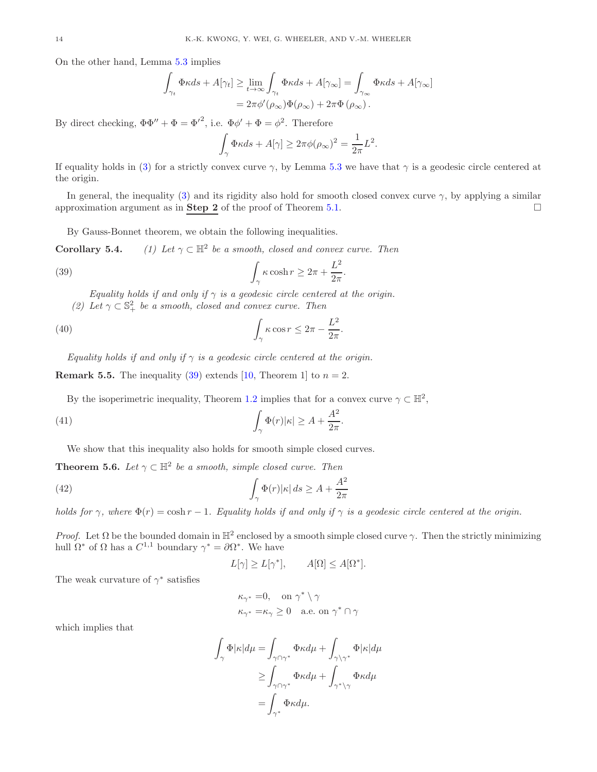On the other hand, Lemma 5.3 implies

$$\int_{\gamma_t} \Phi\kappa ds + A[\gamma_t] \geq \lim_{t\to\infty} \int_{\gamma_t} \Phi\kappa ds + A[\gamma_\infty] = \int_{\gamma_\infty} \Phi\kappa ds + A[\gamma_\infty]$$
$$= 2\pi\phi'(\rho_\infty)\Phi(\rho_\infty) + 2\pi\Phi(\rho_\infty).$$

By direct checking, $\Phi\Phi'' + \Phi = \Phi'^2$, i.e. $\Phi\phi' + \Phi = \phi^2$. Therefore

$$\int_\gamma \Phi\kappa ds + A[\gamma] \geq 2\pi\phi(\rho_\infty)^2 = \frac{1}{2\pi}L^2.$$

If equality holds in (3) for a strictly convex curve $\gamma$, by Lemma 5.3 we have that $\gamma$ is a geodesic circle centered at the origin.

In general, the inequality (3) and its rigidity also hold for smooth closed convex curve $\gamma$, by applying a similar approximation argument as in **Step 2** of the proof of Theorem 5.1. □

By Gauss-Bonnet theorem, we obtain the following inequalities.

**Corollary 5.4.** *(1) Let $\gamma \subset \mathbb{H}^2$ be a smooth, closed and convex curve. Then*

$$\int_\gamma \kappa\cosh r \geq 2\pi + \frac{L^2}{2\pi}. \tag{39}$$

*Equality holds if and only if $\gamma$ is a geodesic circle centered at the origin.*

*(2) Let $\gamma \subset \mathbb{S}^2_+$ be a smooth, closed and convex curve. Then*

$$\int_\gamma \kappa\cos r \leq 2\pi - \frac{L^2}{2\pi}. \tag{40}$$

*Equality holds if and only if $\gamma$ is a geodesic circle centered at the origin.*

**Remark 5.5.** The inequality (39) extends [10, Theorem 1] to $n = 2$.

By the isoperimetric inequality, Theorem 1.2 implies that for a convex curve $\gamma \subset \mathbb{H}^2$,

$$\int_\gamma \Phi(r)|\kappa| \geq A + \frac{A^2}{2\pi}. \tag{41}$$

We show that this inequality also holds for smooth simple closed curves.

**Theorem 5.6.** *Let $\gamma \subset \mathbb{H}^2$ be a smooth, simple closed curve. Then*

$$\int_\gamma \Phi(r)|\kappa|\, ds \geq A + \frac{A^2}{2\pi} \tag{42}$$

*holds for $\gamma$, where $\Phi(r) = \cosh r - 1$. Equality holds if and only if $\gamma$ is a geodesic circle centered at the origin.*

*Proof.* Let $\Omega$ be the bounded domain in $\mathbb{H}^2$ enclosed by a smooth simple closed curve $\gamma$. Then the strictly minimizing hull $\Omega^*$ of $\Omega$ has a $C^{1,1}$ boundary $\gamma^* = \partial\Omega^*$. We have

$$L[\gamma] \geq L[\gamma^*], \qquad A[\Omega] \leq A[\Omega^*].$$

The weak curvature of $\gamma^*$ satisfies

$$\kappa_{\gamma^*} = 0, \quad \text{on } \gamma^* \setminus \gamma$$
$$\kappa_{\gamma^*} = \kappa_\gamma \geq 0 \quad \text{a.e. on } \gamma^* \cap \gamma$$

which implies that

$$\int_\gamma \Phi|\kappa|d\mu = \int_{\gamma\cap\gamma^*} \Phi\kappa d\mu + \int_{\gamma\setminus\gamma^*} \Phi|\kappa|d\mu$$
$$\geq \int_{\gamma\cap\gamma^*} \Phi\kappa d\mu + \int_{\gamma^*\setminus\gamma} \Phi\kappa d\mu$$
$$= \int_{\gamma^*} \Phi\kappa d\mu.$$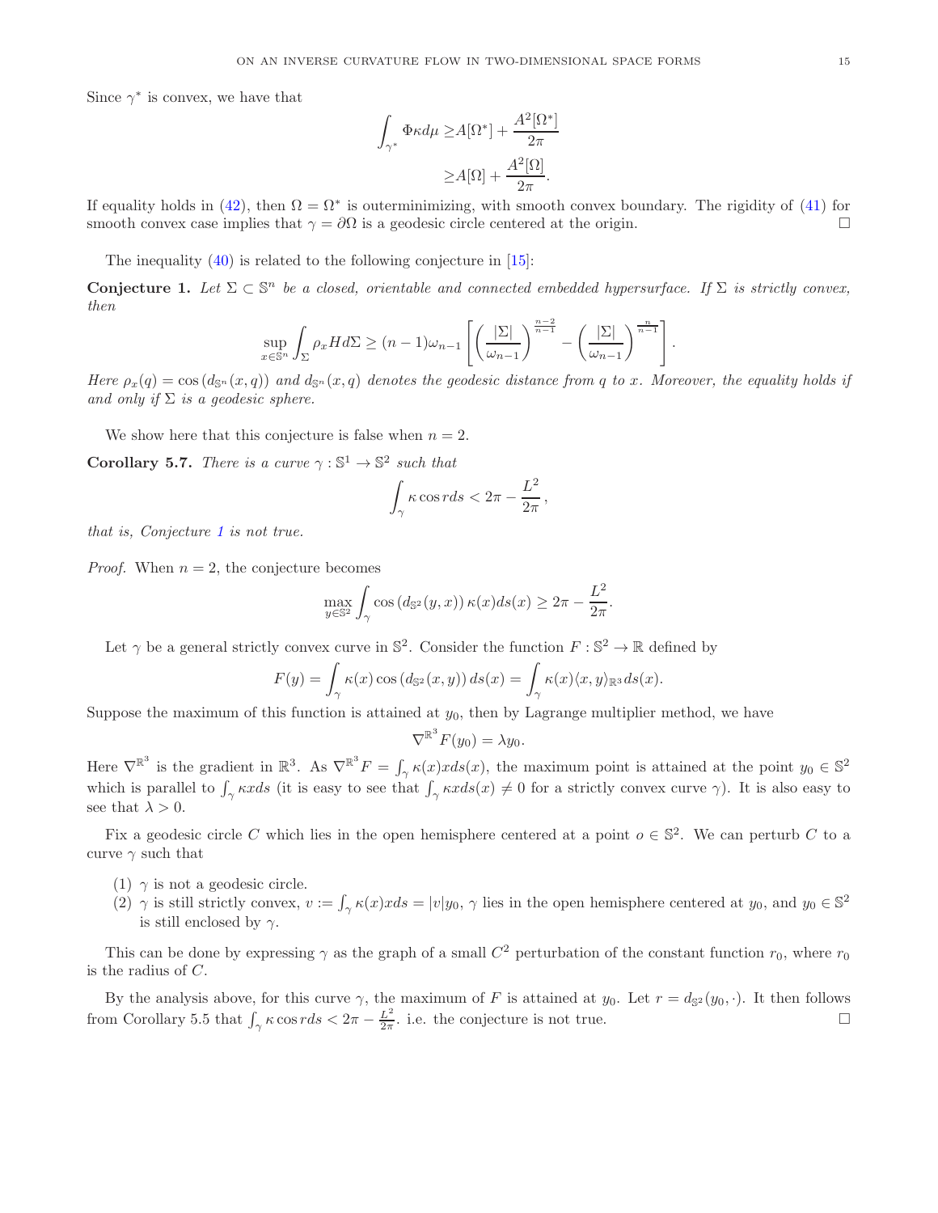Since $\gamma^*$ is convex, we have that

$$
\begin{aligned}
\int_{\gamma^*} \Phi\kappa d\mu \geq & A[\Omega^*] + \frac{A^2[\Omega^*]}{2\pi} \\
\geq & A[\Omega] + \frac{A^2[\Omega]}{2\pi}.
\end{aligned}
$$

If equality holds in (42), then $\Omega = \Omega^*$ is outerminimizing, with smooth convex boundary. The rigidity of (41) for smooth convex case implies that $\gamma = \partial\Omega$ is a geodesic circle centered at the origin. □

The inequality (40) is related to the following conjecture in [15]:

**Conjecture 1.** *Let $\Sigma \subset \mathbb{S}^n$ be a closed, orientable and connected embedded hypersurface. If $\Sigma$ is strictly convex, then*

$$
\sup_{x\in\mathbb{S}^n} \int_\Sigma \rho_x H d\Sigma \geq (n-1)\omega_{n-1}\left[\left(\frac{|\Sigma|}{\omega_{n-1}}\right)^{\frac{n-2}{n-1}} - \left(\frac{|\Sigma|}{\omega_{n-1}}\right)^{\frac{n}{n-1}}\right].
$$

*Here $\rho_x(q) = \cos(d_{\mathbb{S}^n}(x,q))$ and $d_{\mathbb{S}^n}(x,q)$ denotes the geodesic distance from $q$ to $x$. Moreover, the equality holds if and only if $\Sigma$ is a geodesic sphere.*

We show here that this conjecture is false when $n = 2$.

**Corollary 5.7.** *There is a curve $\gamma : \mathbb{S}^1 \to \mathbb{S}^2$ such that*

$$
\int_\gamma \kappa \cos r ds < 2\pi - \frac{L^2}{2\pi},
$$

*that is, Conjecture 1 is not true.*

*Proof.* When $n = 2$, the conjecture becomes

$$
\max_{y\in\mathbb{S}^2} \int_\gamma \cos\left(d_{\mathbb{S}^2}(y,x)\right)\kappa(x)ds(x) \geq 2\pi - \frac{L^2}{2\pi}.
$$

Let $\gamma$ be a general strictly convex curve in $\mathbb{S}^2$. Consider the function $F : \mathbb{S}^2 \to \mathbb{R}$ defined by

$$
F(y) = \int_\gamma \kappa(x)\cos\left(d_{\mathbb{S}^2}(x,y)\right)ds(x) = \int_\gamma \kappa(x)\langle x, y\rangle_{\mathbb{R}^3} ds(x).
$$

Suppose the maximum of this function is attained at $y_0$, then by Lagrange multiplier method, we have

$$
\nabla^{\mathbb{R}^3} F(y_0) = \lambda y_0.
$$

Here $\nabla^{\mathbb{R}^3}$ is the gradient in $\mathbb{R}^3$. As $\nabla^{\mathbb{R}^3} F = \int_\gamma \kappa(x) x ds(x)$, the maximum point is attained at the point $y_0 \in \mathbb{S}^2$ which is parallel to $\int_\gamma \kappa x ds$ (it is easy to see that $\int_\gamma \kappa x ds(x) \neq 0$ for a strictly convex curve $\gamma$). It is also easy to see that $\lambda > 0$.

Fix a geodesic circle $C$ which lies in the open hemisphere centered at a point $o \in \mathbb{S}^2$. We can perturb $C$ to a curve $\gamma$ such that

1. $\gamma$ is not a geodesic circle.
2. $\gamma$ is still strictly convex, $v := \int_\gamma \kappa(x) x ds = |v| y_0$, $\gamma$ lies in the open hemisphere centered at $y_0$, and $y_0 \in \mathbb{S}^2$ is still enclosed by $\gamma$.

This can be done by expressing $\gamma$ as the graph of a small $C^2$ perturbation of the constant function $r_0$, where $r_0$ is the radius of $C$.

By the analysis above, for this curve $\gamma$, the maximum of $F$ is attained at $y_0$. Let $r = d_{\mathbb{S}^2}(y_0, \cdot)$. It then follows from Corollary 5.5 that $\int_\gamma \kappa \cos r ds < 2\pi - \frac{L^2}{2\pi}$. i.e. the conjecture is not true. □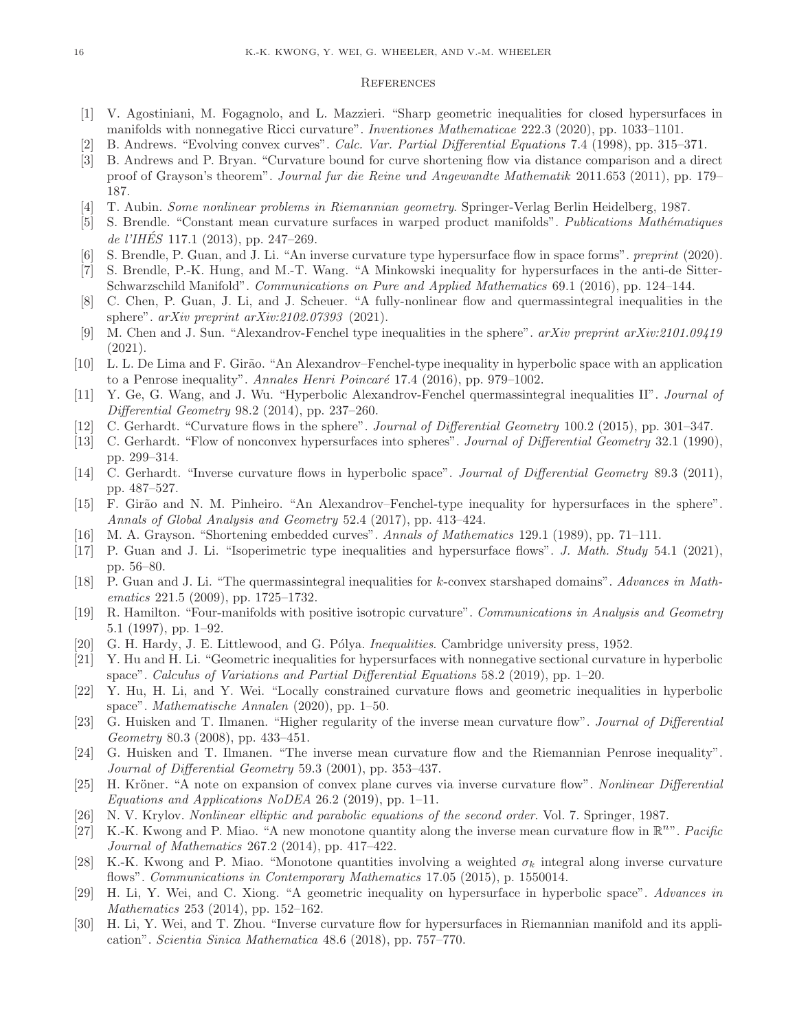## References

[1] V. Agostiniani, M. Fogagnolo, and L. Mazzieri. "Sharp geometric inequalities for closed hypersurfaces in manifolds with nonnegative Ricci curvature". *Inventiones Mathematicae* 222.3 (2020), pp. 1033–1101.

[2] B. Andrews. "Evolving convex curves". *Calc. Var. Partial Differential Equations* 7.4 (1998), pp. 315–371.

[3] B. Andrews and P. Bryan. "Curvature bound for curve shortening flow via distance comparison and a direct proof of Grayson's theorem". *Journal fur die Reine und Angewandte Mathematik* 2011.653 (2011), pp. 179–187.

[4] T. Aubin. *Some nonlinear problems in Riemannian geometry*. Springer-Verlag Berlin Heidelberg, 1987.

[5] S. Brendle. "Constant mean curvature surfaces in warped product manifolds". *Publications Mathématiques de l'IHÉS* 117.1 (2013), pp. 247–269.

[6] S. Brendle, P. Guan, and J. Li. "An inverse curvature type hypersurface flow in space forms". *preprint* (2020).

[7] S. Brendle, P.-K. Hung, and M.-T. Wang. "A Minkowski inequality for hypersurfaces in the anti-de Sitter-Schwarzschild Manifold". *Communications on Pure and Applied Mathematics* 69.1 (2016), pp. 124–144.

[8] C. Chen, P. Guan, J. Li, and J. Scheuer. "A fully-nonlinear flow and quermassintegral inequalities in the sphere". *arXiv preprint arXiv:2102.07393* (2021).

[9] M. Chen and J. Sun. "Alexandrov-Fenchel type inequalities in the sphere". *arXiv preprint arXiv:2101.09419* (2021).

[10] L. L. De Lima and F. Girão. "An Alexandrov–Fenchel-type inequality in hyperbolic space with an application to a Penrose inequality". *Annales Henri Poincaré* 17.4 (2016), pp. 979–1002.

[11] Y. Ge, G. Wang, and J. Wu. "Hyperbolic Alexandrov-Fenchel quermassintegral inequalities II". *Journal of Differential Geometry* 98.2 (2014), pp. 237–260.

[12] C. Gerhardt. "Curvature flows in the sphere". *Journal of Differential Geometry* 100.2 (2015), pp. 301–347.

[13] C. Gerhardt. "Flow of nonconvex hypersurfaces into spheres". *Journal of Differential Geometry* 32.1 (1990), pp. 299–314.

[14] C. Gerhardt. "Inverse curvature flows in hyperbolic space". *Journal of Differential Geometry* 89.3 (2011), pp. 487–527.

[15] F. Girão and N. M. Pinheiro. "An Alexandrov–Fenchel-type inequality for hypersurfaces in the sphere". *Annals of Global Analysis and Geometry* 52.4 (2017), pp. 413–424.

[16] M. A. Grayson. "Shortening embedded curves". *Annals of Mathematics* 129.1 (1989), pp. 71–111.

[17] P. Guan and J. Li. "Isoperimetric type inequalities and hypersurface flows". *J. Math. Study* 54.1 (2021), pp. 56–80.

[18] P. Guan and J. Li. "The quermassintegral inequalities for $k$-convex starshaped domains". *Advances in Mathematics* 221.5 (2009), pp. 1725–1732.

[19] R. Hamilton. "Four-manifolds with positive isotropic curvature". *Communications in Analysis and Geometry* 5.1 (1997), pp. 1–92.

[20] G. H. Hardy, J. E. Littlewood, and G. Pólya. *Inequalities*. Cambridge university press, 1952.

[21] Y. Hu and H. Li. "Geometric inequalities for hypersurfaces with nonnegative sectional curvature in hyperbolic space". *Calculus of Variations and Partial Differential Equations* 58.2 (2019), pp. 1–20.

[22] Y. Hu, H. Li, and Y. Wei. "Locally constrained curvature flows and geometric inequalities in hyperbolic space". *Mathematische Annalen* (2020), pp. 1–50.

[23] G. Huisken and T. Ilmanen. "Higher regularity of the inverse mean curvature flow". *Journal of Differential Geometry* 80.3 (2008), pp. 433–451.

[24] G. Huisken and T. Ilmanen. "The inverse mean curvature flow and the Riemannian Penrose inequality". *Journal of Differential Geometry* 59.3 (2001), pp. 353–437.

[25] H. Kröner. "A note on expansion of convex plane curves via inverse curvature flow". *Nonlinear Differential Equations and Applications NoDEA* 26.2 (2019), pp. 1–11.

[26] N. V. Krylov. *Nonlinear elliptic and parabolic equations of the second order*. Vol. 7. Springer, 1987.

[27] K.-K. Kwong and P. Miao. "A new monotone quantity along the inverse mean curvature flow in $\mathbb{R}^n$". *Pacific Journal of Mathematics* 267.2 (2014), pp. 417–422.

[28] K.-K. Kwong and P. Miao. "Monotone quantities involving a weighted $\sigma_k$ integral along inverse curvature flows". *Communications in Contemporary Mathematics* 17.05 (2015), p. 1550014.

[29] H. Li, Y. Wei, and C. Xiong. "A geometric inequality on hypersurface in hyperbolic space". *Advances in Mathematics* 253 (2014), pp. 152–162.

[30] H. Li, Y. Wei, and T. Zhou. "Inverse curvature flow for hypersurfaces in Riemannian manifold and its application". *Scientia Sinica Mathematica* 48.6 (2018), pp. 757–770.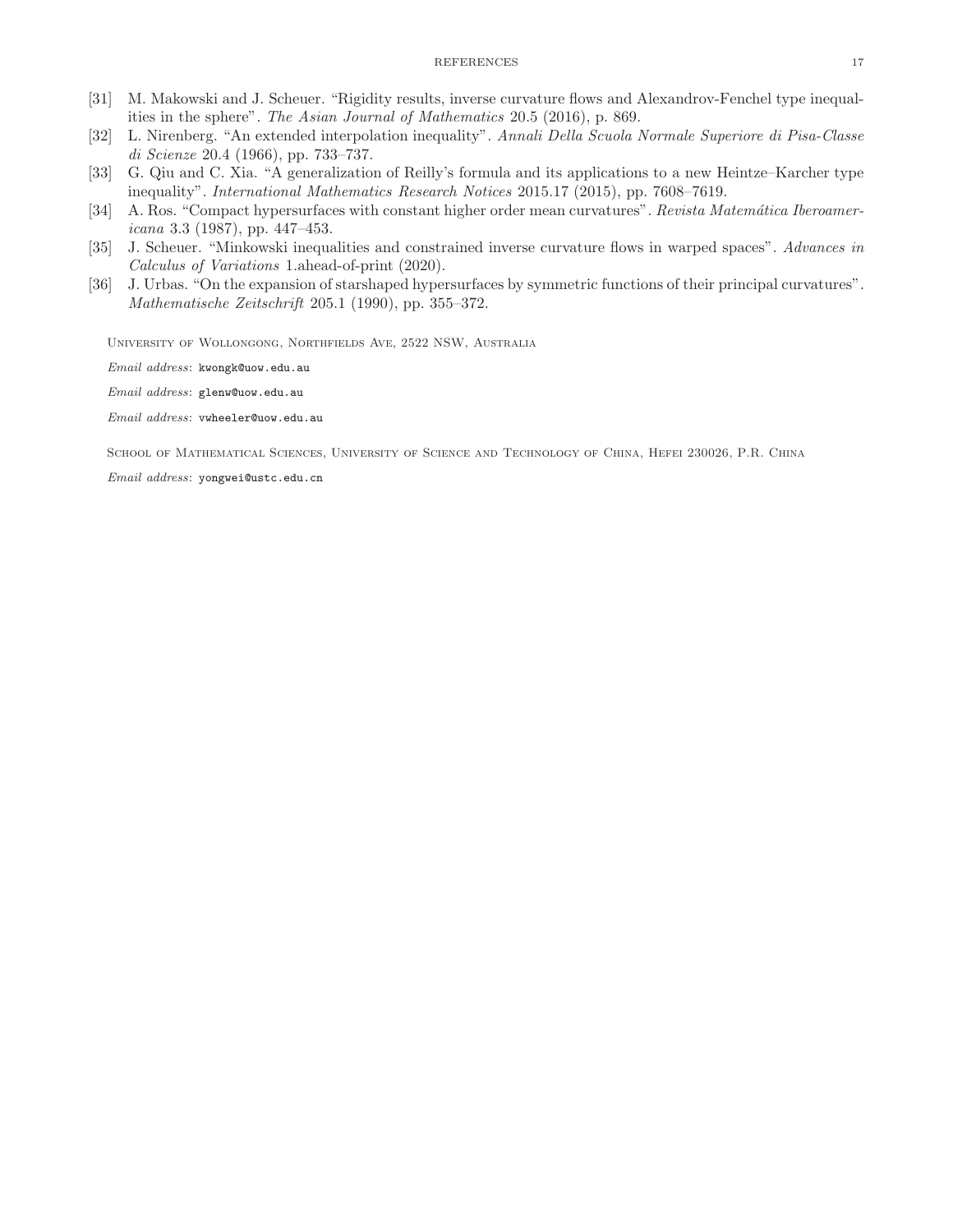[31] M. Makowski and J. Scheuer. "Rigidity results, inverse curvature flows and Alexandrov-Fenchel type inequalities in the sphere". *The Asian Journal of Mathematics* 20.5 (2016), p. 869.

[32] L. Nirenberg. "An extended interpolation inequality". *Annali Della Scuola Normale Superiore di Pisa-Classe di Scienze* 20.4 (1966), pp. 733–737.

[33] G. Qiu and C. Xia. "A generalization of Reilly's formula and its applications to a new Heintze–Karcher type inequality". *International Mathematics Research Notices* 2015.17 (2015), pp. 7608–7619.

[34] A. Ros. "Compact hypersurfaces with constant higher order mean curvatures". *Revista Matemática Iberoamericana* 3.3 (1987), pp. 447–453.

[35] J. Scheuer. "Minkowski inequalities and constrained inverse curvature flows in warped spaces". *Advances in Calculus of Variations* 1.ahead-of-print (2020).

[36] J. Urbas. "On the expansion of starshaped hypersurfaces by symmetric functions of their principal curvatures". *Mathematische Zeitschrift* 205.1 (1990), pp. 355–372.

University of Wollongong, Northfields Ave, 2522 NSW, Australia

*Email address*: kwongk@uow.edu.au

*Email address*: glenw@uow.edu.au

*Email address*: vwheeler@uow.edu.au

School of Mathematical Sciences, University of Science and Technology of China, Hefei 230026, P.R. China

*Email address*: yongwei@ustc.edu.cn